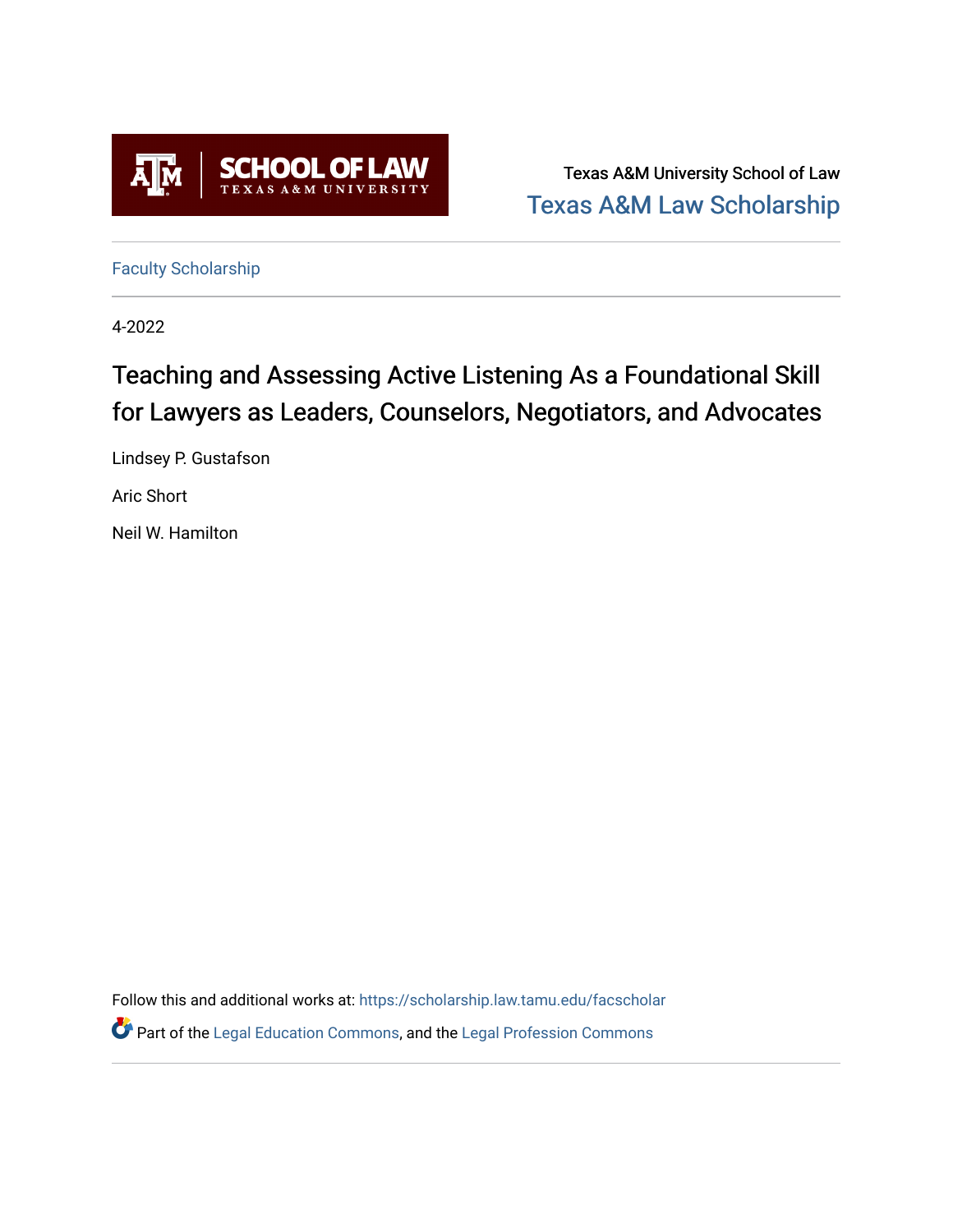Texas A&M University School of Law
Texas A&M Law Scholarship

Faculty Scholarship

4-2022

# Teaching and Assessing Active Listening As a Foundational Skill for Lawyers as Leaders, Counselors, Negotiators, and Advocates

Lindsey P. Gustafson

Aric Short

Neil W. Hamilton

Follow this and additional works at: https://scholarship.law.tamu.edu/facscholar

Part of the Legal Education Commons, and the Legal Profession Commons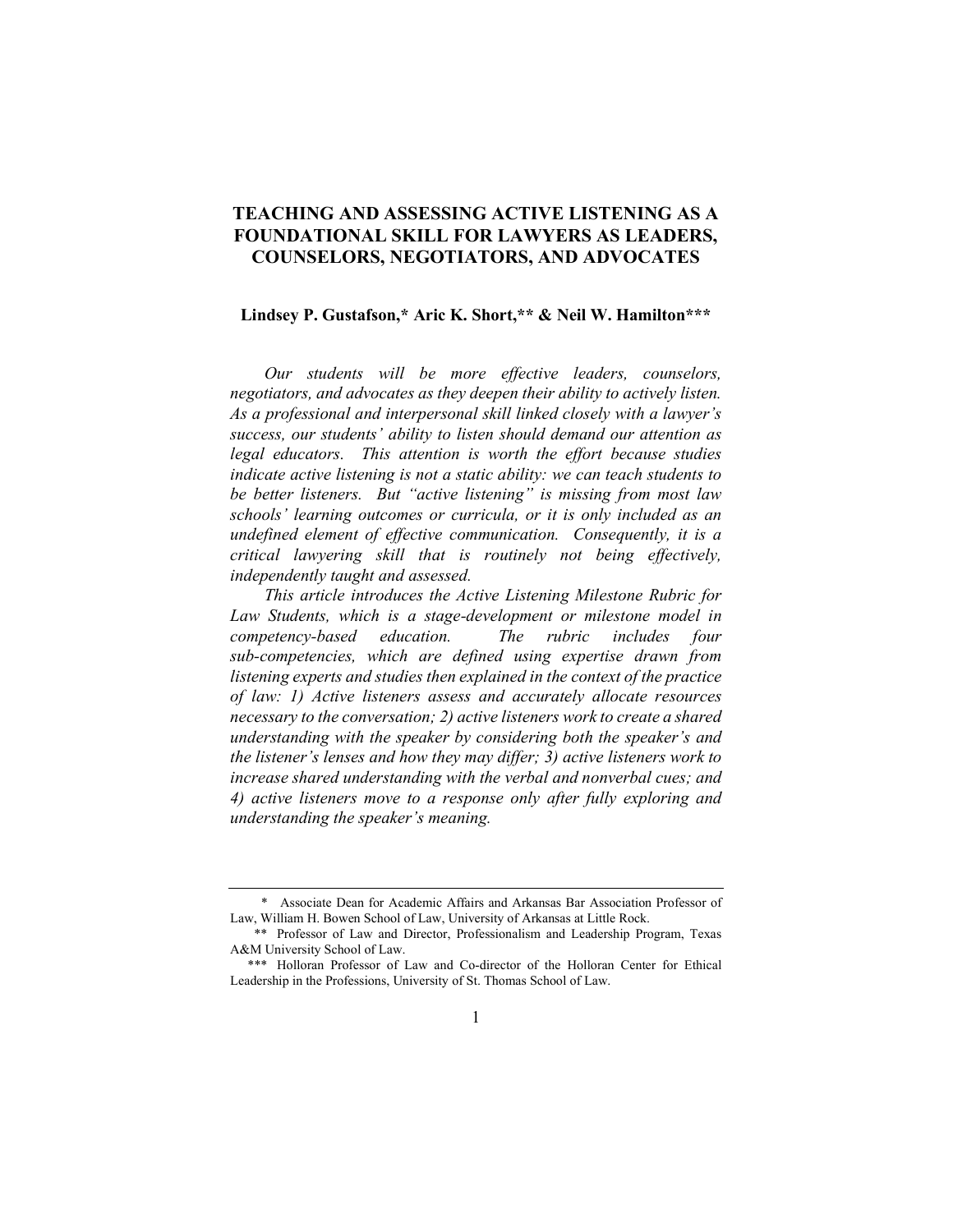# TEACHING AND ASSESSING ACTIVE LISTENING AS A FOUNDATIONAL SKILL FOR LAWYERS AS LEADERS, COUNSELORS, NEGOTIATORS, AND ADVOCATES

**Lindsey P. Gustafson,* Aric K. Short,** & Neil W. Hamilton*****

*Our students will be more effective leaders, counselors, negotiators, and advocates as they deepen their ability to actively listen. As a professional and interpersonal skill linked closely with a lawyer's success, our students' ability to listen should demand our attention as legal educators. This attention is worth the effort because studies indicate active listening is not a static ability: we can teach students to be better listeners. But "active listening" is missing from most law schools' learning outcomes or curricula, or it is only included as an undefined element of effective communication. Consequently, it is a critical lawyering skill that is routinely not being effectively, independently taught and assessed.*

*This article introduces the Active Listening Milestone Rubric for Law Students, which is a stage-development or milestone model in competency-based education. The rubric includes four sub-competencies, which are defined using expertise drawn from listening experts and studies then explained in the context of the practice of law: 1) Active listeners assess and accurately allocate resources necessary to the conversation; 2) active listeners work to create a shared understanding with the speaker by considering both the speaker's and the listener's lenses and how they may differ; 3) active listeners work to increase shared understanding with the verbal and nonverbal cues; and 4) active listeners move to a response only after fully exploring and understanding the speaker's meaning.*

---

\* Associate Dean for Academic Affairs and Arkansas Bar Association Professor of Law, William H. Bowen School of Law, University of Arkansas at Little Rock.

\*\* Professor of Law and Director, Professionalism and Leadership Program, Texas A&M University School of Law.

\*\*\* Holloran Professor of Law and Co-director of the Holloran Center for Ethical Leadership in the Professions, University of St. Thomas School of Law.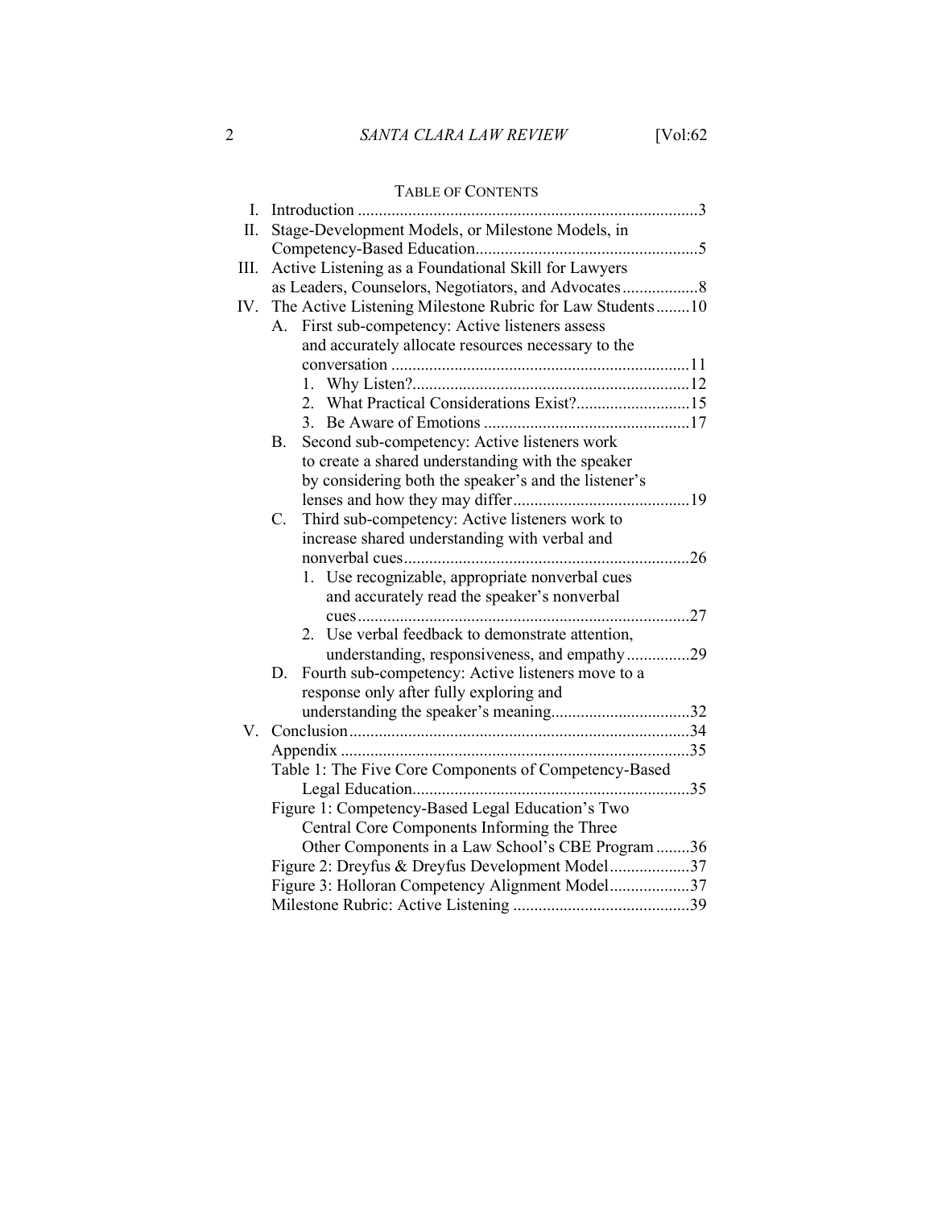TABLE OF CONTENTS

I. Introduction .................................................................................3

II. Stage-Development Models, or Milestone Models, in Competency-Based Education.....................................................5

III. Active Listening as a Foundational Skill for Lawyers as Leaders, Counselors, Negotiators, and Advocates..................8

IV. The Active Listening Milestone Rubric for Law Students........10

- A. First sub-competency: Active listeners assess and accurately allocate resources necessary to the conversation .......................................................................11
  1. Why Listen?.................................................................12
  2. What Practical Considerations Exist?...........................15
  3. Be Aware of Emotions .................................................17
- B. Second sub-competency: Active listeners work to create a shared understanding with the speaker by considering both the speaker's and the listener's lenses and how they may differ..........................................19
- C. Third sub-competency: Active listeners work to increase shared understanding with verbal and nonverbal cues....................................................................26
  1. Use recognizable, appropriate nonverbal cues and accurately read the speaker's nonverbal cues...............................................................................27
  2. Use verbal feedback to demonstrate attention, understanding, responsiveness, and empathy...............29
- D. Fourth sub-competency: Active listeners move to a response only after fully exploring and understanding the speaker's meaning.................................32

V. Conclusion.................................................................................34

Appendix ..................................................................................35

Table 1: The Five Core Components of Competency-Based Legal Education..................................................................35

Figure 1: Competency-Based Legal Education's Two Central Core Components Informing the Three Other Components in a Law School's CBE Program ........36

Figure 2: Dreyfus & Dreyfus Development Model...................37

Figure 3: Holloran Competency Alignment Model...................37

Milestone Rubric: Active Listening ..........................................39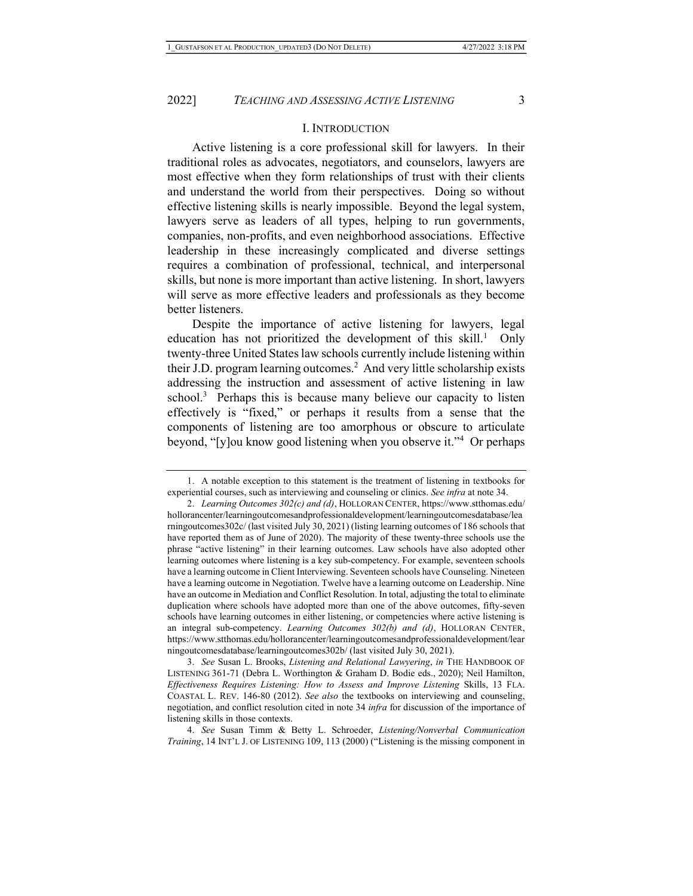## I. INTRODUCTION

Active listening is a core professional skill for lawyers. In their traditional roles as advocates, negotiators, and counselors, lawyers are most effective when they form relationships of trust with their clients and understand the world from their perspectives. Doing so without effective listening skills is nearly impossible. Beyond the legal system, lawyers serve as leaders of all types, helping to run governments, companies, non-profits, and even neighborhood associations. Effective leadership in these increasingly complicated and diverse settings requires a combination of professional, technical, and interpersonal skills, but none is more important than active listening. In short, lawyers will serve as more effective leaders and professionals as they become better listeners.

Despite the importance of active listening for lawyers, legal education has not prioritized the development of this skill.[1] Only twenty-three United States law schools currently include listening within their J.D. program learning outcomes.[2] And very little scholarship exists addressing the instruction and assessment of active listening in law school.[3] Perhaps this is because many believe our capacity to listen effectively is "fixed," or perhaps it results from a sense that the components of listening are too amorphous or obscure to articulate beyond, "[y]ou know good listening when you observe it."[4] Or perhaps

---

1. A notable exception to this statement is the treatment of listening in textbooks for experiential courses, such as interviewing and counseling or clinics. *See infra* at note 34.

2. *Learning Outcomes 302(c) and (d)*, HOLLORAN CENTER, https://www.stthomas.edu/hollorancenter/learningoutcomesandprofessionaldevelopment/learningoutcomesdatabase/learningoutcomes302c/ (last visited July 30, 2021) (listing learning outcomes of 186 schools that have reported them as of June of 2020). The majority of these twenty-three schools use the phrase "active listening" in their learning outcomes. Law schools have also adopted other learning outcomes where listening is a key sub-competency. For example, seventeen schools have a learning outcome in Client Interviewing. Seventeen schools have Counseling. Nineteen have a learning outcome in Negotiation. Twelve have a learning outcome on Leadership. Nine have an outcome in Mediation and Conflict Resolution. In total, adjusting the total to eliminate duplication where schools have adopted more than one of the above outcomes, fifty-seven schools have learning outcomes in either listening, or competencies where active listening is an integral sub-competency. *Learning Outcomes 302(b) and (d)*, HOLLORAN CENTER, https://www.stthomas.edu/hollorancenter/learningoutcomesandprofessionaldevelopment/learningoutcomesdatabase/learningoutcomes302b/ (last visited July 30, 2021).

3. *See* Susan L. Brooks, *Listening and Relational Lawyering*, *in* THE HANDBOOK OF LISTENING 361-71 (Debra L. Worthington & Graham D. Bodie eds., 2020); Neil Hamilton, *Effectiveness Requires Listening: How to Assess and Improve Listening* Skills, 13 FLA. COASTAL L. REV. 146-80 (2012). *See also* the textbooks on interviewing and counseling, negotiation, and conflict resolution cited in note 34 *infra* for discussion of the importance of listening skills in those contexts.

4. *See* Susan Timm & Betty L. Schroeder, *Listening/Nonverbal Communication Training*, 14 INT'L J. OF LISTENING 109, 113 (2000) ("Listening is the missing component in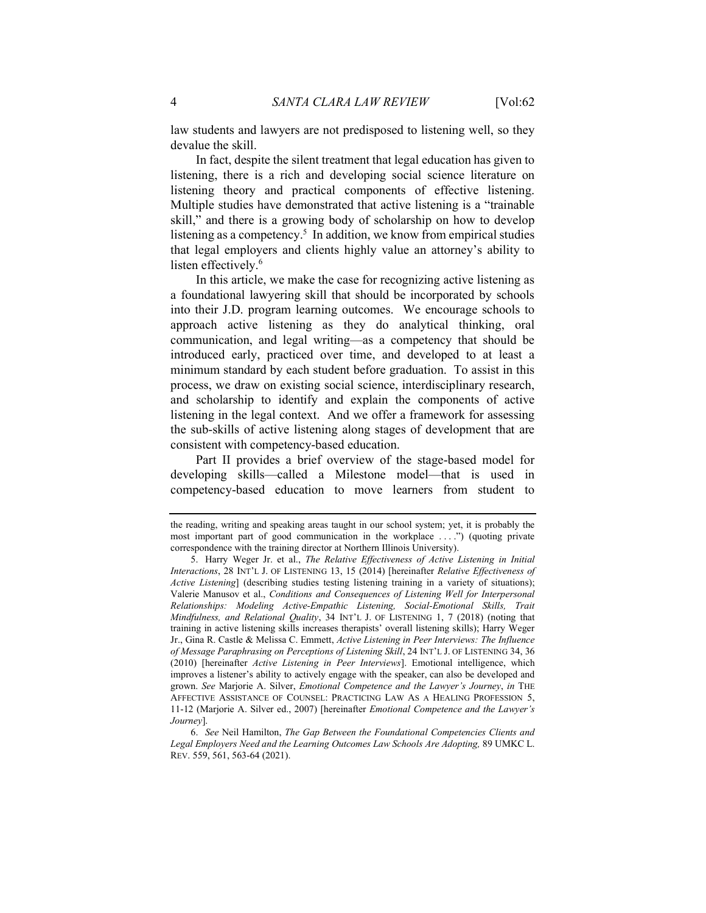law students and lawyers are not predisposed to listening well, so they devalue the skill.

In fact, despite the silent treatment that legal education has given to listening, there is a rich and developing social science literature on listening theory and practical components of effective listening. Multiple studies have demonstrated that active listening is a "trainable skill," and there is a growing body of scholarship on how to develop listening as a competency.[5] In addition, we know from empirical studies that legal employers and clients highly value an attorney's ability to listen effectively.[6]

In this article, we make the case for recognizing active listening as a foundational lawyering skill that should be incorporated by schools into their J.D. program learning outcomes. We encourage schools to approach active listening as they do analytical thinking, oral communication, and legal writing—as a competency that should be introduced early, practiced over time, and developed to at least a minimum standard by each student before graduation. To assist in this process, we draw on existing social science, interdisciplinary research, and scholarship to identify and explain the components of active listening in the legal context. And we offer a framework for assessing the sub-skills of active listening along stages of development that are consistent with competency-based education.

Part II provides a brief overview of the stage-based model for developing skills—called a Milestone model—that is used in competency-based education to move learners from student to

---

the reading, writing and speaking areas taught in our school system; yet, it is probably the most important part of good communication in the workplace . . . .") (quoting private correspondence with the training director at Northern Illinois University).

5. Harry Weger Jr. et al., *The Relative Effectiveness of Active Listening in Initial Interactions*, 28 INT'L J. OF LISTENING 13, 15 (2014) [hereinafter *Relative Effectiveness of Active Listening*] (describing studies testing listening training in a variety of situations); Valerie Manusov et al., *Conditions and Consequences of Listening Well for Interpersonal Relationships: Modeling Active-Empathic Listening, Social-Emotional Skills, Trait Mindfulness, and Relational Quality*, 34 INT'L J. OF LISTENING 1, 7 (2018) (noting that training in active listening skills increases therapists' overall listening skills); Harry Weger Jr., Gina R. Castle & Melissa C. Emmett, *Active Listening in Peer Interviews: The Influence of Message Paraphrasing on Perceptions of Listening Skill*, 24 INT'L J. OF LISTENING 34, 36 (2010) [hereinafter *Active Listening in Peer Interviews*]. Emotional intelligence, which improves a listener's ability to actively engage with the speaker, can also be developed and grown. *See* Marjorie A. Silver, *Emotional Competence and the Lawyer's Journey*, *in* THE AFFECTIVE ASSISTANCE OF COUNSEL: PRACTICING LAW AS A HEALING PROFESSION 5, 11-12 (Marjorie A. Silver ed., 2007) [hereinafter *Emotional Competence and the Lawyer's Journey*].

6. *See* Neil Hamilton, *The Gap Between the Foundational Competencies Clients and Legal Employers Need and the Learning Outcomes Law Schools Are Adopting,* 89 UMKC L. REV. 559, 561, 563-64 (2021).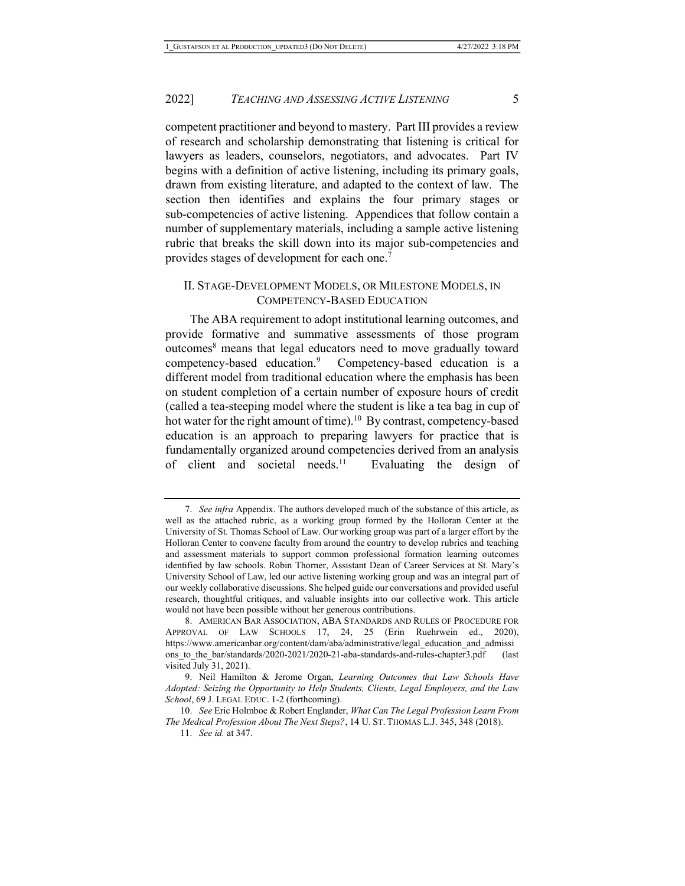competent practitioner and beyond to mastery. Part III provides a review of research and scholarship demonstrating that listening is critical for lawyers as leaders, counselors, negotiators, and advocates. Part IV begins with a definition of active listening, including its primary goals, drawn from existing literature, and adapted to the context of law. The section then identifies and explains the four primary stages or sub-competencies of active listening. Appendices that follow contain a number of supplementary materials, including a sample active listening rubric that breaks the skill down into its major sub-competencies and provides stages of development for each one.[7]

## II. Stage-Development Models, or Milestone Models, in Competency-Based Education

The ABA requirement to adopt institutional learning outcomes, and provide formative and summative assessments of those program outcomes[8] means that legal educators need to move gradually toward competency-based education.[9] Competency-based education is a different model from traditional education where the emphasis has been on student completion of a certain number of exposure hours of credit (called a tea-steeping model where the student is like a tea bag in cup of hot water for the right amount of time).[10] By contrast, competency-based education is an approach to preparing lawyers for practice that is fundamentally organized around competencies derived from an analysis of client and societal needs.[11] Evaluating the design of

---

7. *See infra* Appendix. The authors developed much of the substance of this article, as well as the attached rubric, as a working group formed by the Holloran Center at the University of St. Thomas School of Law. Our working group was part of a larger effort by the Holloran Center to convene faculty from around the country to develop rubrics and teaching and assessment materials to support common professional formation learning outcomes identified by law schools. Robin Thorner, Assistant Dean of Career Services at St. Mary's University School of Law, led our active listening working group and was an integral part of our weekly collaborative discussions. She helped guide our conversations and provided useful research, thoughtful critiques, and valuable insights into our collective work. This article would not have been possible without her generous contributions.

8. American Bar Association, ABA Standards and Rules of Procedure for Approval of Law Schools 17, 24, 25 (Erin Ruehrwein ed., 2020), https://www.americanbar.org/content/dam/aba/administrative/legal_education_and_admissions_to_the_bar/standards/2020-2021/2020-21-aba-standards-and-rules-chapter3.pdf (last visited July 31, 2021).

9. Neil Hamilton & Jerome Organ, *Learning Outcomes that Law Schools Have Adopted: Seizing the Opportunity to Help Students, Clients, Legal Employers, and the Law School*, 69 J. Legal Educ. 1-2 (forthcoming).

10. *See* Eric Holmboe & Robert Englander, *What Can The Legal Profession Learn From The Medical Profession About The Next Steps?*, 14 U. St. Thomas L.J. 345, 348 (2018).

11. *See id.* at 347.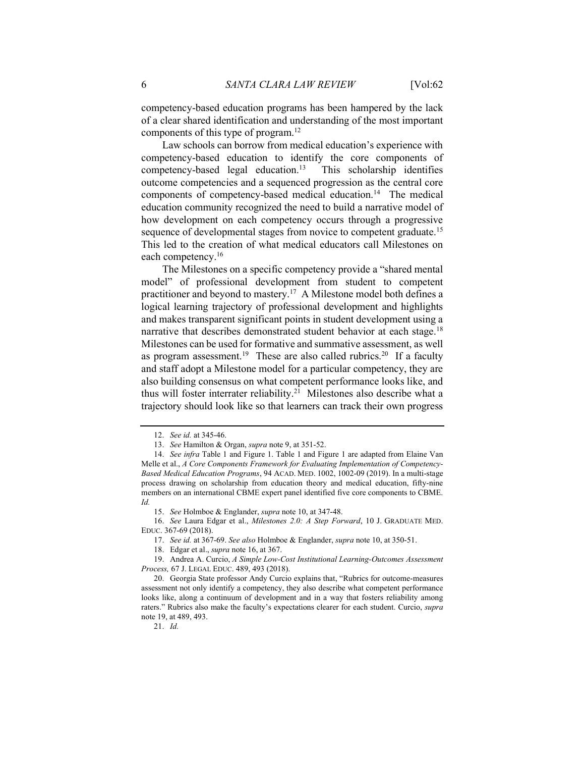competency-based education programs has been hampered by the lack of a clear shared identification and understanding of the most important components of this type of program.[12]

Law schools can borrow from medical education's experience with competency-based education to identify the core components of competency-based legal education.[13] This scholarship identifies outcome competencies and a sequenced progression as the central core components of competency-based medical education.[14] The medical education community recognized the need to build a narrative model of how development on each competency occurs through a progressive sequence of developmental stages from novice to competent graduate.[15] This led to the creation of what medical educators call Milestones on each competency.[16]

The Milestones on a specific competency provide a "shared mental model" of professional development from student to competent practitioner and beyond to mastery.[17] A Milestone model both defines a logical learning trajectory of professional development and highlights and makes transparent significant points in student development using a narrative that describes demonstrated student behavior at each stage.[18] Milestones can be used for formative and summative assessment, as well as program assessment.[19] These are also called rubrics.[20] If a faculty and staff adopt a Milestone model for a particular competency, they are also building consensus on what competent performance looks like, and thus will foster interrater reliability.[21] Milestones also describe what a trajectory should look like so that learners can track their own progress

---

12. *See id.* at 345-46.

13. *See* Hamilton & Organ, *supra* note 9, at 351-52.

14. *See infra* Table 1 and Figure 1. Table 1 and Figure 1 are adapted from Elaine Van Melle et al., *A Core Components Framework for Evaluating Implementation of Competency-Based Medical Education Programs*, 94 ACAD. MED. 1002, 1002-09 (2019). In a multi-stage process drawing on scholarship from education theory and medical education, fifty-nine members on an international CBME expert panel identified five core components to CBME. *Id.*

15. *See* Holmboe & Englander, *supra* note 10, at 347-48.

16. *See* Laura Edgar et al., *Milestones 2.0: A Step Forward*, 10 J. GRADUATE MED. EDUC. 367-69 (2018).

17. *See id.* at 367-69. *See also* Holmboe & Englander, *supra* note 10, at 350-51.

18. Edgar et al., *supra* note 16, at 367.

19. Andrea A. Curcio, *A Simple Low-Cost Institutional Learning-Outcomes Assessment Process,* 67 J. LEGAL EDUC. 489, 493 (2018).

20. Georgia State professor Andy Curcio explains that, "Rubrics for outcome-measures assessment not only identify a competency, they also describe what competent performance looks like, along a continuum of development and in a way that fosters reliability among raters." Rubrics also make the faculty's expectations clearer for each student. Curcio, *supra* note 19, at 489, 493.

21. *Id.*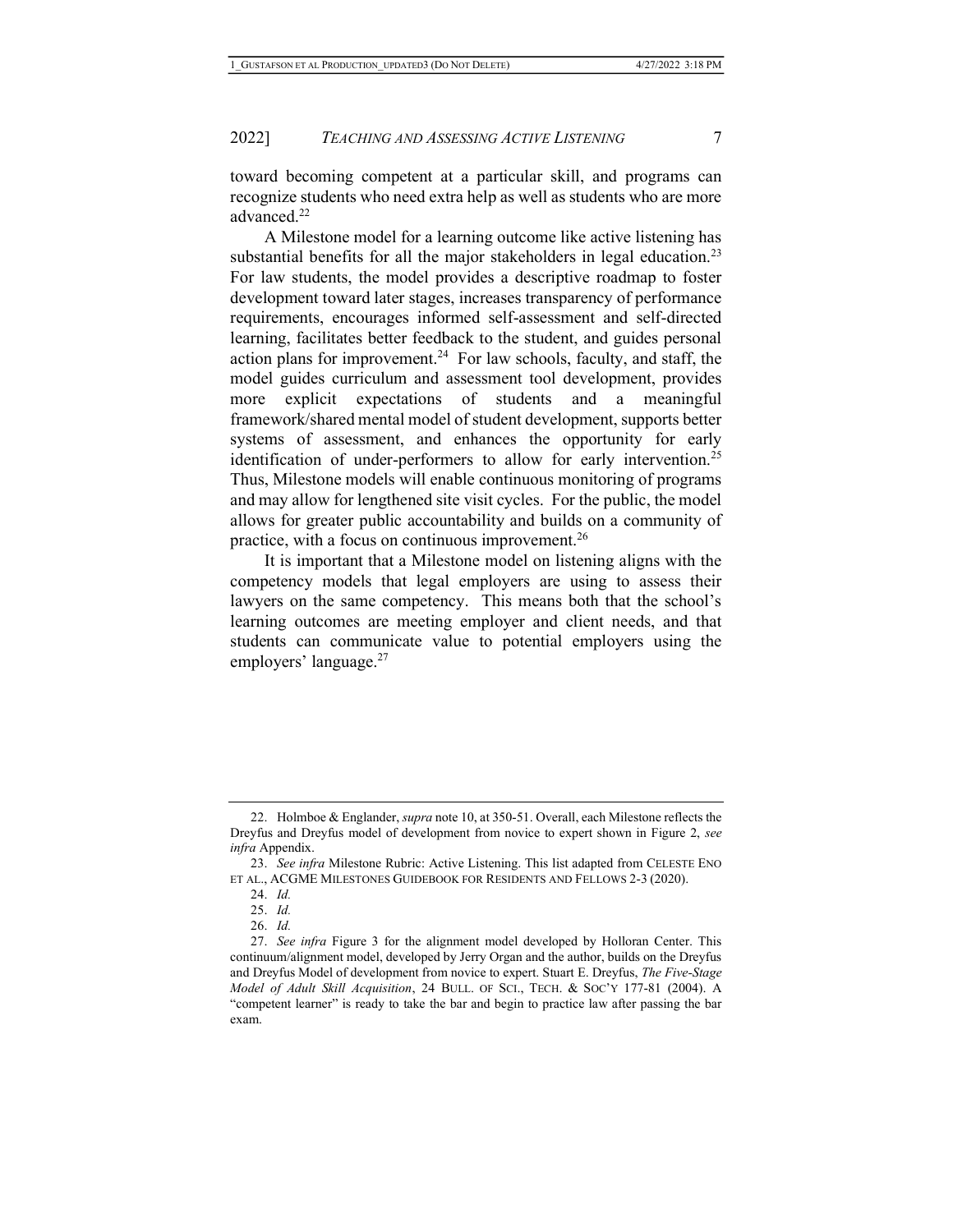toward becoming competent at a particular skill, and programs can recognize students who need extra help as well as students who are more advanced.[22]

A Milestone model for a learning outcome like active listening has substantial benefits for all the major stakeholders in legal education.[23] For law students, the model provides a descriptive roadmap to foster development toward later stages, increases transparency of performance requirements, encourages informed self-assessment and self-directed learning, facilitates better feedback to the student, and guides personal action plans for improvement.[24] For law schools, faculty, and staff, the model guides curriculum and assessment tool development, provides more explicit expectations of students and a meaningful framework/shared mental model of student development, supports better systems of assessment, and enhances the opportunity for early identification of under-performers to allow for early intervention.[25] Thus, Milestone models will enable continuous monitoring of programs and may allow for lengthened site visit cycles. For the public, the model allows for greater public accountability and builds on a community of practice, with a focus on continuous improvement.[26]

It is important that a Milestone model on listening aligns with the competency models that legal employers are using to assess their lawyers on the same competency. This means both that the school's learning outcomes are meeting employer and client needs, and that students can communicate value to potential employers using the employers' language.[27]

---

22. Holmboe & Englander, *supra* note 10, at 350-51. Overall, each Milestone reflects the Dreyfus and Dreyfus model of development from novice to expert shown in Figure 2, *see infra* Appendix.

23. *See infra* Milestone Rubric: Active Listening. This list adapted from CELESTE ENO ET AL., ACGME MILESTONES GUIDEBOOK FOR RESIDENTS AND FELLOWS 2-3 (2020).

24. *Id.*

25. *Id.*

26. *Id.*

27. *See infra* Figure 3 for the alignment model developed by Holloran Center. This continuum/alignment model, developed by Jerry Organ and the author, builds on the Dreyfus and Dreyfus Model of development from novice to expert. Stuart E. Dreyfus, *The Five-Stage Model of Adult Skill Acquisition*, 24 BULL. OF SCI., TECH. & SOC'Y 177-81 (2004). A "competent learner" is ready to take the bar and begin to practice law after passing the bar exam.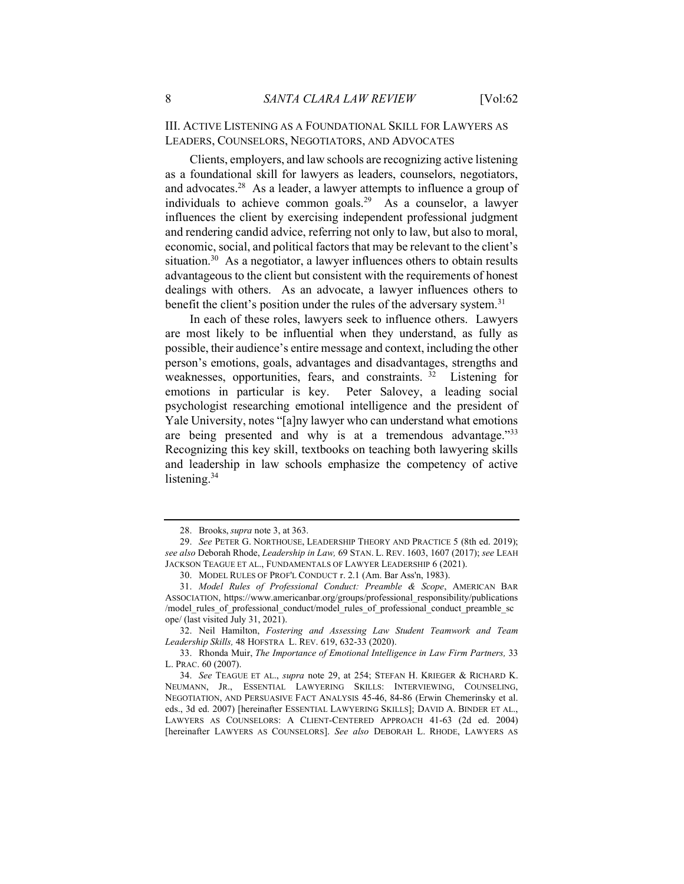## III. ACTIVE LISTENING AS A FOUNDATIONAL SKILL FOR LAWYERS AS LEADERS, COUNSELORS, NEGOTIATORS, AND ADVOCATES

Clients, employers, and law schools are recognizing active listening as a foundational skill for lawyers as leaders, counselors, negotiators, and advocates.[28] As a leader, a lawyer attempts to influence a group of individuals to achieve common goals.[29] As a counselor, a lawyer influences the client by exercising independent professional judgment and rendering candid advice, referring not only to law, but also to moral, economic, social, and political factors that may be relevant to the client's situation.[30] As a negotiator, a lawyer influences others to obtain results advantageous to the client but consistent with the requirements of honest dealings with others. As an advocate, a lawyer influences others to benefit the client's position under the rules of the adversary system.[31]

In each of these roles, lawyers seek to influence others. Lawyers are most likely to be influential when they understand, as fully as possible, their audience's entire message and context, including the other person's emotions, goals, advantages and disadvantages, strengths and weaknesses, opportunities, fears, and constraints.[32] Listening for emotions in particular is key. Peter Salovey, a leading social psychologist researching emotional intelligence and the president of Yale University, notes "[a]ny lawyer who can understand what emotions are being presented and why is at a tremendous advantage."[33] Recognizing this key skill, textbooks on teaching both lawyering skills and leadership in law schools emphasize the competency of active listening.[34]

---

28. Brooks, *supra* note 3, at 363.

29. *See* PETER G. NORTHOUSE, LEADERSHIP THEORY AND PRACTICE 5 (8th ed. 2019); *see also* Deborah Rhode, *Leadership in Law,* 69 STAN. L. REV. 1603, 1607 (2017); *see* LEAH JACKSON TEAGUE ET AL., FUNDAMENTALS OF LAWYER LEADERSHIP 6 (2021).

30. MODEL RULES OF PROF'L CONDUCT r. 2.1 (Am. Bar Ass'n, 1983).

31. *Model Rules of Professional Conduct: Preamble & Scope*, AMERICAN BAR ASSOCIATION, https://www.americanbar.org/groups/professional_responsibility/publications/model_rules_of_professional_conduct/model_rules_of_professional_conduct_preamble_scope/ (last visited July 31, 2021).

32. Neil Hamilton, *Fostering and Assessing Law Student Teamwork and Team Leadership Skills,* 48 HOFSTRA L. REV. 619, 632-33 (2020).

33. Rhonda Muir, *The Importance of Emotional Intelligence in Law Firm Partners,* 33 L. PRAC. 60 (2007).

34. *See* TEAGUE ET AL., *supra* note 29, at 254; STEFAN H. KRIEGER & RICHARD K. NEUMANN, JR., ESSENTIAL LAWYERING SKILLS: INTERVIEWING, COUNSELING, NEGOTIATION, AND PERSUASIVE FACT ANALYSIS 45-46, 84-86 (Erwin Chemerinsky et al. eds., 3d ed. 2007) [hereinafter ESSENTIAL LAWYERING SKILLS]; DAVID A. BINDER ET AL., LAWYERS AS COUNSELORS: A CLIENT-CENTERED APPROACH 41-63 (2d ed. 2004) [hereinafter LAWYERS AS COUNSELORS]. *See also* DEBORAH L. RHODE, LAWYERS AS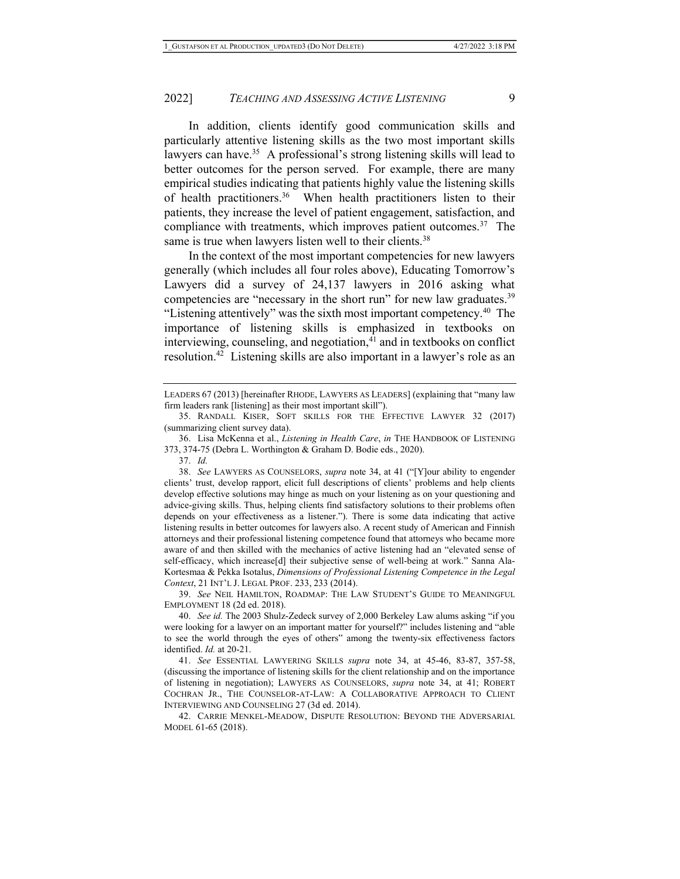In addition, clients identify good communication skills and particularly attentive listening skills as the two most important skills lawyers can have.[35] A professional's strong listening skills will lead to better outcomes for the person served. For example, there are many empirical studies indicating that patients highly value the listening skills of health practitioners.[36] When health practitioners listen to their patients, they increase the level of patient engagement, satisfaction, and compliance with treatments, which improves patient outcomes.[37] The same is true when lawyers listen well to their clients.[38]

In the context of the most important competencies for new lawyers generally (which includes all four roles above), Educating Tomorrow's Lawyers did a survey of 24,137 lawyers in 2016 asking what competencies are "necessary in the short run" for new law graduates.[39] "Listening attentively" was the sixth most important competency.[40] The importance of listening skills is emphasized in textbooks on interviewing, counseling, and negotiation,[41] and in textbooks on conflict resolution.[42] Listening skills are also important in a lawyer's role as an

---

LEADERS 67 (2013) [hereinafter RHODE, LAWYERS AS LEADERS] (explaining that "many law firm leaders rank [listening] as their most important skill").

35. RANDALL KISER, SOFT SKILLS FOR THE EFFECTIVE LAWYER 32 (2017) (summarizing client survey data).

36. Lisa McKenna et al., *Listening in Health Care*, *in* THE HANDBOOK OF LISTENING 373, 374-75 (Debra L. Worthington & Graham D. Bodie eds., 2020).

37. *Id.*

38. *See* LAWYERS AS COUNSELORS, *supra* note 34, at 41 ("[Y]our ability to engender clients' trust, develop rapport, elicit full descriptions of clients' problems and help clients develop effective solutions may hinge as much on your listening as on your questioning and advice-giving skills. Thus, helping clients find satisfactory solutions to their problems often depends on your effectiveness as a listener."). There is some data indicating that active listening results in better outcomes for lawyers also. A recent study of American and Finnish attorneys and their professional listening competence found that attorneys who became more aware of and then skilled with the mechanics of active listening had an "elevated sense of self-efficacy, which increase[d] their subjective sense of well-being at work." Sanna Ala-Kortesmaa & Pekka Isotalus, *Dimensions of Professional Listening Competence in the Legal Context*, 21 INT'L J. LEGAL PROF. 233, 233 (2014).

39. *See* NEIL HAMILTON, ROADMAP: THE LAW STUDENT'S GUIDE TO MEANINGFUL EMPLOYMENT 18 (2d ed. 2018).

40. *See id.* The 2003 Shulz-Zedeck survey of 2,000 Berkeley Law alums asking "if you were looking for a lawyer on an important matter for yourself?" includes listening and "able to see the world through the eyes of others" among the twenty-six effectiveness factors identified. *Id.* at 20-21.

41. *See* ESSENTIAL LAWYERING SKILLS *supra* note 34, at 45-46, 83-87, 357-58, (discussing the importance of listening skills for the client relationship and on the importance of listening in negotiation); LAWYERS AS COUNSELORS, *supra* note 34, at 41; ROBERT COCHRAN JR., THE COUNSELOR-AT-LAW: A COLLABORATIVE APPROACH TO CLIENT INTERVIEWING AND COUNSELING 27 (3d ed. 2014).

42. CARRIE MENKEL-MEADOW, DISPUTE RESOLUTION: BEYOND THE ADVERSARIAL MODEL 61-65 (2018).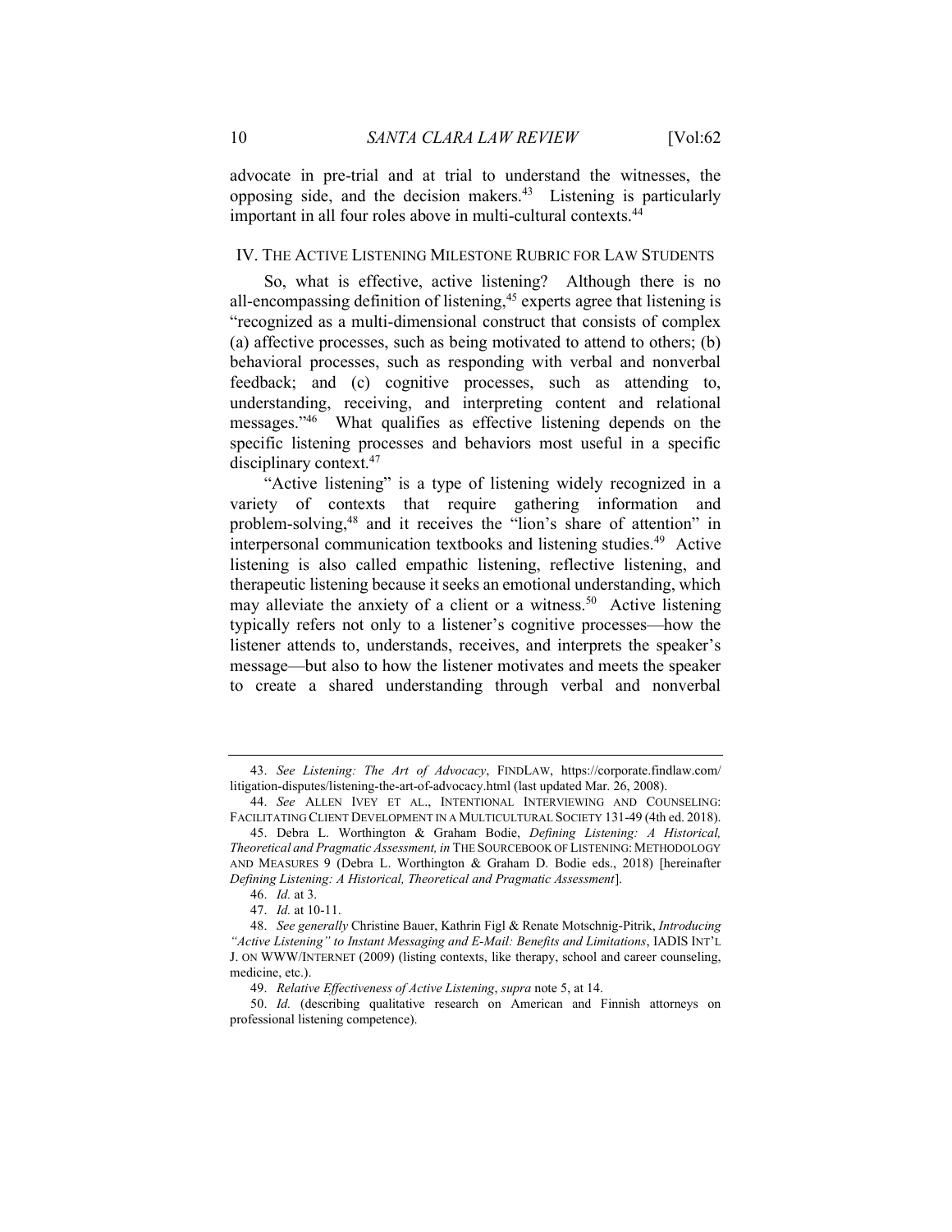advocate in pre-trial and at trial to understand the witnesses, the opposing side, and the decision makers.[43] Listening is particularly important in all four roles above in multi-cultural contexts.[44]

## IV. THE ACTIVE LISTENING MILESTONE RUBRIC FOR LAW STUDENTS

So, what is effective, active listening? Although there is no all-encompassing definition of listening,[45] experts agree that listening is "recognized as a multi-dimensional construct that consists of complex (a) affective processes, such as being motivated to attend to others; (b) behavioral processes, such as responding with verbal and nonverbal feedback; and (c) cognitive processes, such as attending to, understanding, receiving, and interpreting content and relational messages."[46] What qualifies as effective listening depends on the specific listening processes and behaviors most useful in a specific disciplinary context.[47]

"Active listening" is a type of listening widely recognized in a variety of contexts that require gathering information and problem-solving,[48] and it receives the "lion's share of attention" in interpersonal communication textbooks and listening studies.[49] Active listening is also called empathic listening, reflective listening, and therapeutic listening because it seeks an emotional understanding, which may alleviate the anxiety of a client or a witness.[50] Active listening typically refers not only to a listener's cognitive processes—how the listener attends to, understands, receives, and interprets the speaker's message—but also to how the listener motivates and meets the speaker to create a shared understanding through verbal and nonverbal

---

43. *See Listening: The Art of Advocacy*, FINDLAW, https://corporate.findlaw.com/litigation-disputes/listening-the-art-of-advocacy.html (last updated Mar. 26, 2008).

44. *See* ALLEN IVEY ET AL., INTENTIONAL INTERVIEWING AND COUNSELING: FACILITATING CLIENT DEVELOPMENT IN A MULTICULTURAL SOCIETY 131-49 (4th ed. 2018).

45. Debra L. Worthington & Graham Bodie, *Defining Listening: A Historical, Theoretical and Pragmatic Assessment, in* THE SOURCEBOOK OF LISTENING: METHODOLOGY AND MEASURES 9 (Debra L. Worthington & Graham D. Bodie eds., 2018) [hereinafter *Defining Listening: A Historical, Theoretical and Pragmatic Assessment*].

46. *Id.* at 3.

47. *Id.* at 10-11.

48. *See generally* Christine Bauer, Kathrin Figl & Renate Motschnig-Pitrik, *Introducing "Active Listening" to Instant Messaging and E-Mail: Benefits and Limitations*, IADIS INT'L J. ON WWW/INTERNET (2009) (listing contexts, like therapy, school and career counseling, medicine, etc.).

49. *Relative Effectiveness of Active Listening*, *supra* note 5, at 14.

50. *Id.* (describing qualitative research on American and Finnish attorneys on professional listening competence).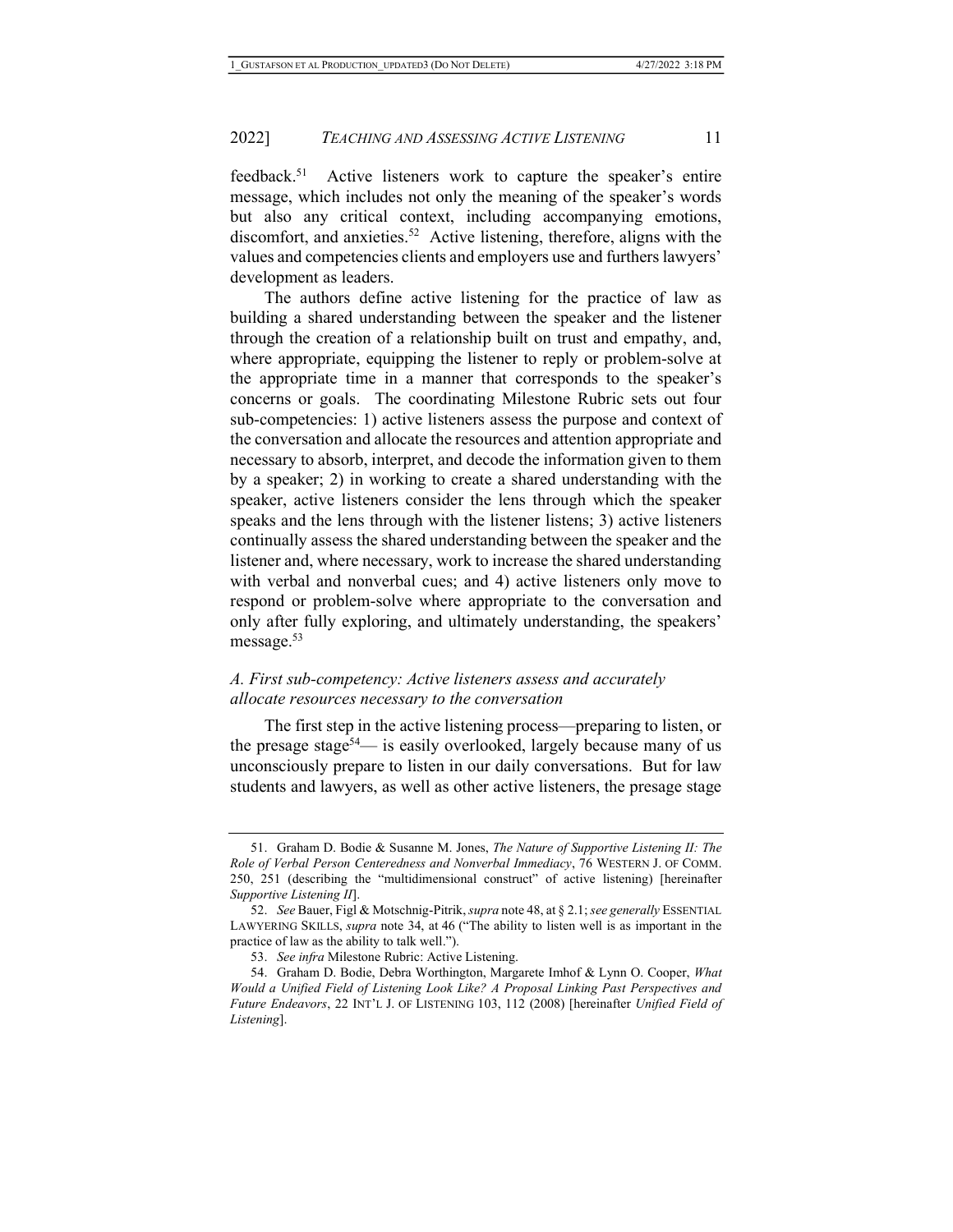feedback.[51] Active listeners work to capture the speaker's entire message, which includes not only the meaning of the speaker's words but also any critical context, including accompanying emotions, discomfort, and anxieties.[52] Active listening, therefore, aligns with the values and competencies clients and employers use and furthers lawyers' development as leaders.

The authors define active listening for the practice of law as building a shared understanding between the speaker and the listener through the creation of a relationship built on trust and empathy, and, where appropriate, equipping the listener to reply or problem-solve at the appropriate time in a manner that corresponds to the speaker's concerns or goals. The coordinating Milestone Rubric sets out four sub-competencies: 1) active listeners assess the purpose and context of the conversation and allocate the resources and attention appropriate and necessary to absorb, interpret, and decode the information given to them by a speaker; 2) in working to create a shared understanding with the speaker, active listeners consider the lens through which the speaker speaks and the lens through with the listener listens; 3) active listeners continually assess the shared understanding between the speaker and the listener and, where necessary, work to increase the shared understanding with verbal and nonverbal cues; and 4) active listeners only move to respond or problem-solve where appropriate to the conversation and only after fully exploring, and ultimately understanding, the speakers' message.[53]

### *A. First sub-competency: Active listeners assess and accurately allocate resources necessary to the conversation*

The first step in the active listening process—preparing to listen, or the presage stage[54]— is easily overlooked, largely because many of us unconsciously prepare to listen in our daily conversations. But for law students and lawyers, as well as other active listeners, the presage stage

---

51. Graham D. Bodie & Susanne M. Jones, *The Nature of Supportive Listening II: The Role of Verbal Person Centeredness and Nonverbal Immediacy*, 76 WESTERN J. OF COMM. 250, 251 (describing the "multidimensional construct" of active listening) [hereinafter *Supportive Listening II*].

52. *See* Bauer, Figl & Motschnig-Pitrik, *supra* note 48, at § 2.1; *see generally* ESSENTIAL LAWYERING SKILLS, *supra* note 34, at 46 ("The ability to listen well is as important in the practice of law as the ability to talk well.").

53. *See infra* Milestone Rubric: Active Listening.

54. Graham D. Bodie, Debra Worthington, Margarete Imhof & Lynn O. Cooper, *What Would a Unified Field of Listening Look Like? A Proposal Linking Past Perspectives and Future Endeavors*, 22 INT'L J. OF LISTENING 103, 112 (2008) [hereinafter *Unified Field of Listening*].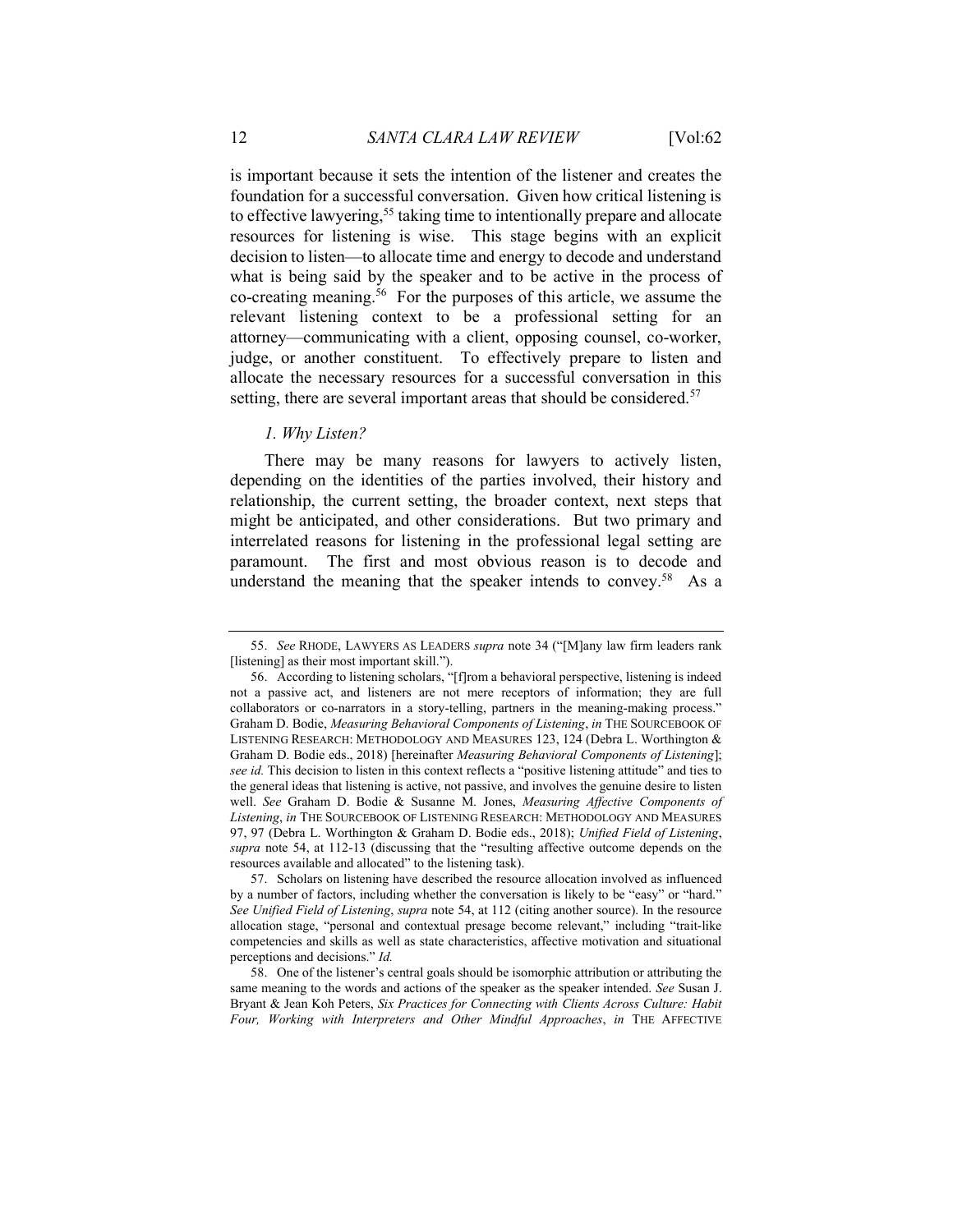is important because it sets the intention of the listener and creates the foundation for a successful conversation. Given how critical listening is to effective lawyering,[55] taking time to intentionally prepare and allocate resources for listening is wise. This stage begins with an explicit decision to listen—to allocate time and energy to decode and understand what is being said by the speaker and to be active in the process of co-creating meaning.[56] For the purposes of this article, we assume the relevant listening context to be a professional setting for an attorney—communicating with a client, opposing counsel, co-worker, judge, or another constituent. To effectively prepare to listen and allocate the necessary resources for a successful conversation in this setting, there are several important areas that should be considered.[57]

*1. Why Listen?*

There may be many reasons for lawyers to actively listen, depending on the identities of the parties involved, their history and relationship, the current setting, the broader context, next steps that might be anticipated, and other considerations. But two primary and interrelated reasons for listening in the professional legal setting are paramount. The first and most obvious reason is to decode and understand the meaning that the speaker intends to convey.[58] As a

---

55. *See* RHODE, LAWYERS AS LEADERS *supra* note 34 ("[M]any law firm leaders rank [listening] as their most important skill.").

56. According to listening scholars, "[f]rom a behavioral perspective, listening is indeed not a passive act, and listeners are not mere receptors of information; they are full collaborators or co-narrators in a story-telling, partners in the meaning-making process." Graham D. Bodie, *Measuring Behavioral Components of Listening*, *in* THE SOURCEBOOK OF LISTENING RESEARCH: METHODOLOGY AND MEASURES 123, 124 (Debra L. Worthington & Graham D. Bodie eds., 2018) [hereinafter *Measuring Behavioral Components of Listening*]; *see id.* This decision to listen in this context reflects a "positive listening attitude" and ties to the general ideas that listening is active, not passive, and involves the genuine desire to listen well. *See* Graham D. Bodie & Susanne M. Jones, *Measuring Affective Components of Listening*, *in* THE SOURCEBOOK OF LISTENING RESEARCH: METHODOLOGY AND MEASURES 97, 97 (Debra L. Worthington & Graham D. Bodie eds., 2018); *Unified Field of Listening*, *supra* note 54, at 112-13 (discussing that the "resulting affective outcome depends on the resources available and allocated" to the listening task).

57. Scholars on listening have described the resource allocation involved as influenced by a number of factors, including whether the conversation is likely to be "easy" or "hard." *See Unified Field of Listening*, *supra* note 54, at 112 (citing another source). In the resource allocation stage, "personal and contextual presage become relevant," including "trait-like competencies and skills as well as state characteristics, affective motivation and situational perceptions and decisions." *Id.*

58. One of the listener's central goals should be isomorphic attribution or attributing the same meaning to the words and actions of the speaker as the speaker intended. *See* Susan J. Bryant & Jean Koh Peters, *Six Practices for Connecting with Clients Across Culture: Habit Four, Working with Interpreters and Other Mindful Approaches*, *in* THE AFFECTIVE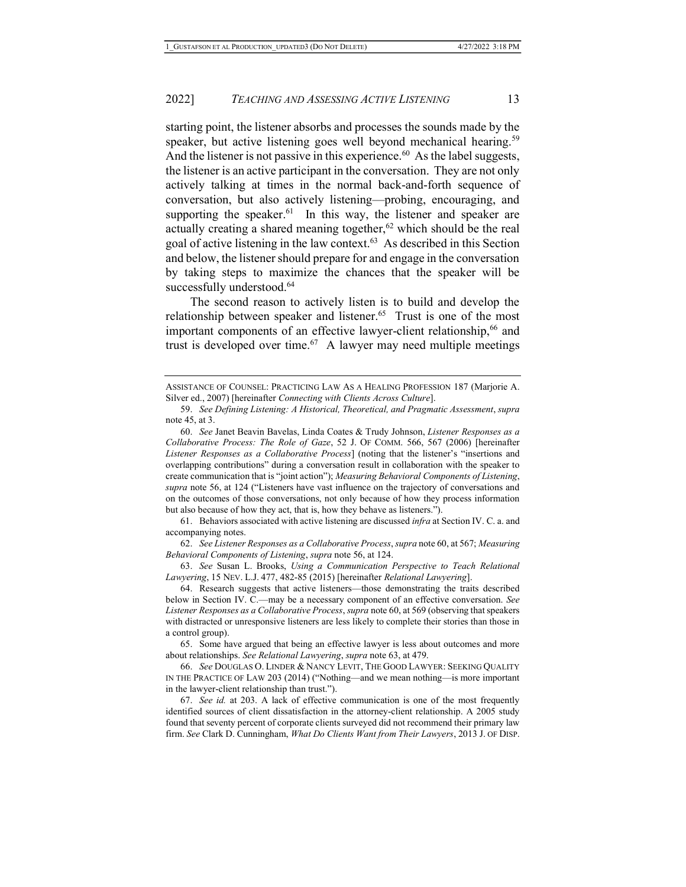starting point, the listener absorbs and processes the sounds made by the speaker, but active listening goes well beyond mechanical hearing.[59] And the listener is not passive in this experience.[60] As the label suggests, the listener is an active participant in the conversation. They are not only actively talking at times in the normal back-and-forth sequence of conversation, but also actively listening—probing, encouraging, and supporting the speaker.[61] In this way, the listener and speaker are actually creating a shared meaning together,[62] which should be the real goal of active listening in the law context.[63] As described in this Section and below, the listener should prepare for and engage in the conversation by taking steps to maximize the chances that the speaker will be successfully understood.[64]

The second reason to actively listen is to build and develop the relationship between speaker and listener.[65] Trust is one of the most important components of an effective lawyer-client relationship,[66] and trust is developed over time.[67] A lawyer may need multiple meetings

---

ASSISTANCE OF COUNSEL: PRACTICING LAW AS A HEALING PROFESSION 187 (Marjorie A. Silver ed., 2007) [hereinafter *Connecting with Clients Across Culture*].

59. *See Defining Listening: A Historical, Theoretical, and Pragmatic Assessment*, *supra* note 45, at 3.

60. *See* Janet Beavin Bavelas, Linda Coates & Trudy Johnson, *Listener Responses as a Collaborative Process: The Role of Gaze*, 52 J. OF COMM. 566, 567 (2006) [hereinafter *Listener Responses as a Collaborative Process*] (noting that the listener's "insertions and overlapping contributions" during a conversation result in collaboration with the speaker to create communication that is "joint action"); *Measuring Behavioral Components of Listening*, *supra* note 56, at 124 ("Listeners have vast influence on the trajectory of conversations and on the outcomes of those conversations, not only because of how they process information but also because of how they act, that is, how they behave as listeners.").

61. Behaviors associated with active listening are discussed *infra* at Section IV. C. a. and accompanying notes.

62. *See Listener Responses as a Collaborative Process*, *supra* note 60, at 567; *Measuring Behavioral Components of Listening*, *supra* note 56, at 124.

63. *See* Susan L. Brooks, *Using a Communication Perspective to Teach Relational Lawyering*, 15 NEV. L.J. 477, 482-85 (2015) [hereinafter *Relational Lawyering*].

64. Research suggests that active listeners—those demonstrating the traits described below in Section IV. C.—may be a necessary component of an effective conversation. *See Listener Responses as a Collaborative Process*, *supra* note 60, at 569 (observing that speakers with distracted or unresponsive listeners are less likely to complete their stories than those in a control group).

65. Some have argued that being an effective lawyer is less about outcomes and more about relationships. *See Relational Lawyering*, *supra* note 63, at 479.

66. *See* DOUGLAS O. LINDER & NANCY LEVIT, THE GOOD LAWYER: SEEKING QUALITY IN THE PRACTICE OF LAW 203 (2014) ("Nothing—and we mean nothing—is more important in the lawyer-client relationship than trust.").

67. *See id.* at 203. A lack of effective communication is one of the most frequently identified sources of client dissatisfaction in the attorney-client relationship. A 2005 study found that seventy percent of corporate clients surveyed did not recommend their primary law firm. *See* Clark D. Cunningham, *What Do Clients Want from Their Lawyers*, 2013 J. OF DISP.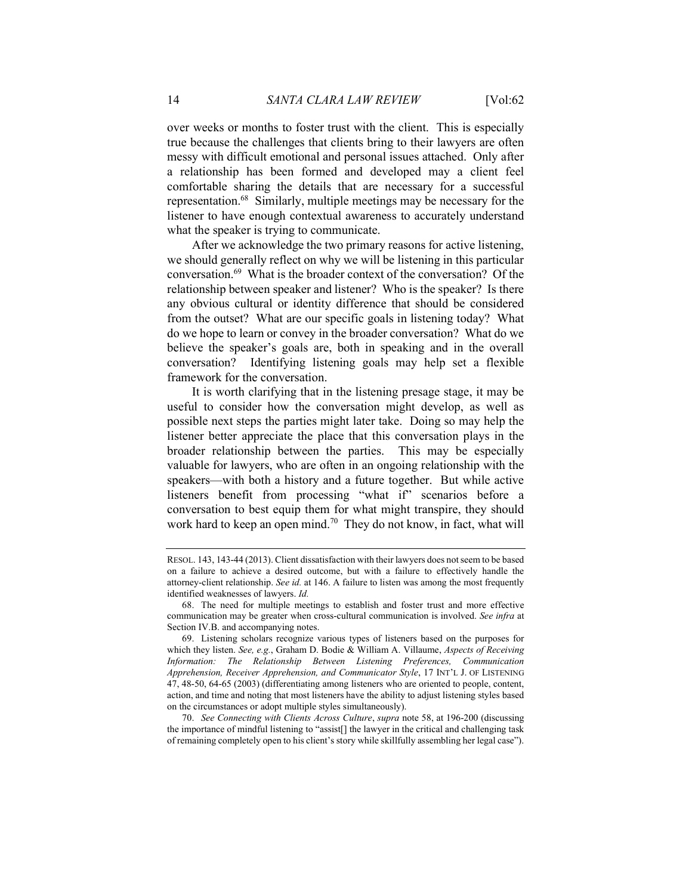over weeks or months to foster trust with the client. This is especially true because the challenges that clients bring to their lawyers are often messy with difficult emotional and personal issues attached. Only after a relationship has been formed and developed may a client feel comfortable sharing the details that are necessary for a successful representation.[68] Similarly, multiple meetings may be necessary for the listener to have enough contextual awareness to accurately understand what the speaker is trying to communicate.

After we acknowledge the two primary reasons for active listening, we should generally reflect on why we will be listening in this particular conversation.[69] What is the broader context of the conversation? Of the relationship between speaker and listener? Who is the speaker? Is there any obvious cultural or identity difference that should be considered from the outset? What are our specific goals in listening today? What do we hope to learn or convey in the broader conversation? What do we believe the speaker's goals are, both in speaking and in the overall conversation? Identifying listening goals may help set a flexible framework for the conversation.

It is worth clarifying that in the listening presage stage, it may be useful to consider how the conversation might develop, as well as possible next steps the parties might later take. Doing so may help the listener better appreciate the place that this conversation plays in the broader relationship between the parties. This may be especially valuable for lawyers, who are often in an ongoing relationship with the speakers—with both a history and a future together. But while active listeners benefit from processing "what if" scenarios before a conversation to best equip them for what might transpire, they should work hard to keep an open mind.[70] They do not know, in fact, what will

---

RESOL. 143, 143-44 (2013). Client dissatisfaction with their lawyers does not seem to be based on a failure to achieve a desired outcome, but with a failure to effectively handle the attorney-client relationship. *See id.* at 146. A failure to listen was among the most frequently identified weaknesses of lawyers. *Id.*

68. The need for multiple meetings to establish and foster trust and more effective communication may be greater when cross-cultural communication is involved. *See infra* at Section IV.B. and accompanying notes.

69. Listening scholars recognize various types of listeners based on the purposes for which they listen. *See, e.g.*, Graham D. Bodie & William A. Villaume, *Aspects of Receiving Information: The Relationship Between Listening Preferences, Communication Apprehension, Receiver Apprehension, and Communicator Style*, 17 INT'L J. OF LISTENING 47, 48-50, 64-65 (2003) (differentiating among listeners who are oriented to people, content, action, and time and noting that most listeners have the ability to adjust listening styles based on the circumstances or adopt multiple styles simultaneously).

70. *See Connecting with Clients Across Culture*, *supra* note 58, at 196-200 (discussing the importance of mindful listening to "assist[] the lawyer in the critical and challenging task of remaining completely open to his client's story while skillfully assembling her legal case").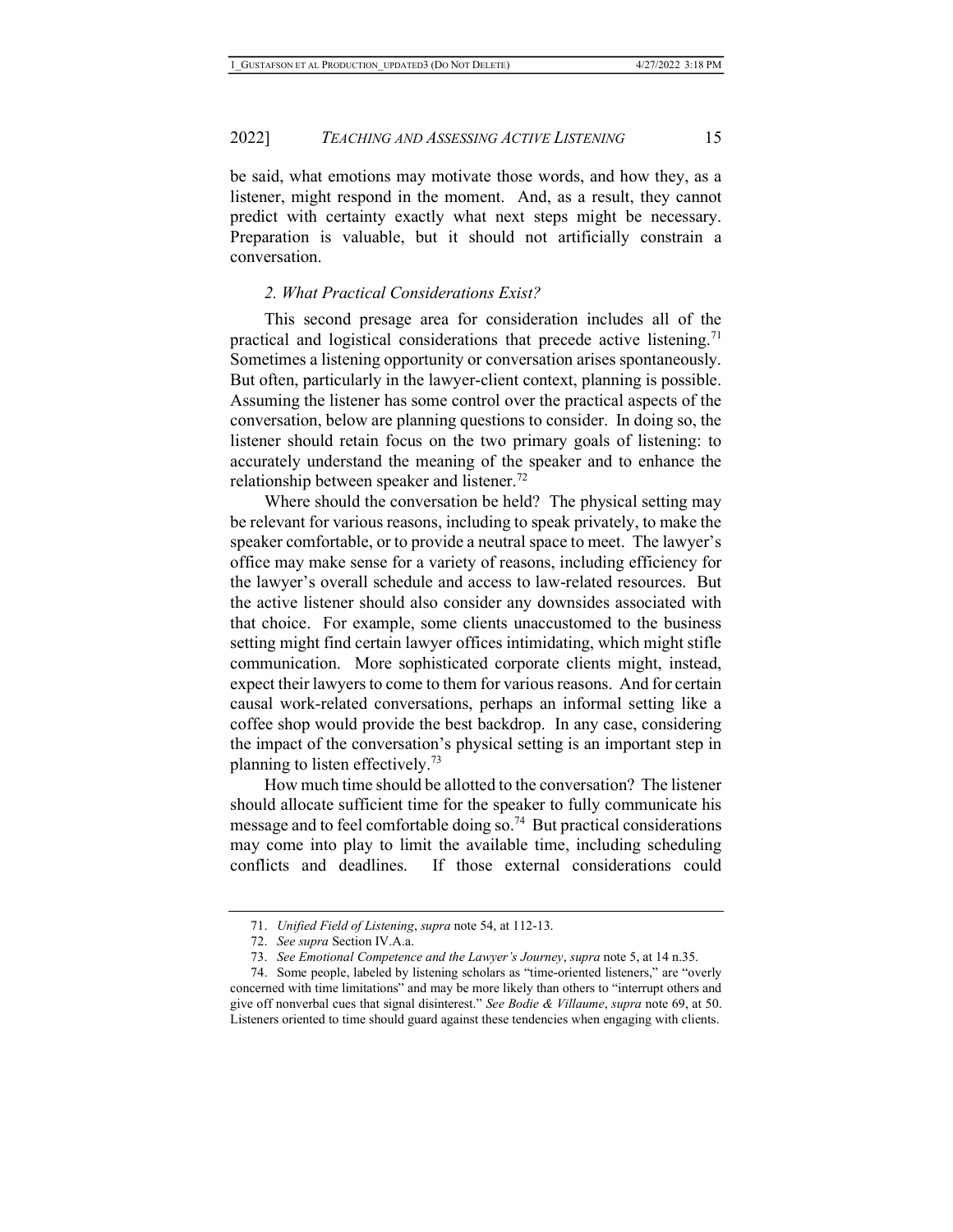be said, what emotions may motivate those words, and how they, as a listener, might respond in the moment. And, as a result, they cannot predict with certainty exactly what next steps might be necessary. Preparation is valuable, but it should not artificially constrain a conversation.

### *2. What Practical Considerations Exist?*

This second presage area for consideration includes all of the practical and logistical considerations that precede active listening.[71] Sometimes a listening opportunity or conversation arises spontaneously. But often, particularly in the lawyer-client context, planning is possible. Assuming the listener has some control over the practical aspects of the conversation, below are planning questions to consider. In doing so, the listener should retain focus on the two primary goals of listening: to accurately understand the meaning of the speaker and to enhance the relationship between speaker and listener.[72]

Where should the conversation be held? The physical setting may be relevant for various reasons, including to speak privately, to make the speaker comfortable, or to provide a neutral space to meet. The lawyer's office may make sense for a variety of reasons, including efficiency for the lawyer's overall schedule and access to law-related resources. But the active listener should also consider any downsides associated with that choice. For example, some clients unaccustomed to the business setting might find certain lawyer offices intimidating, which might stifle communication. More sophisticated corporate clients might, instead, expect their lawyers to come to them for various reasons. And for certain causal work-related conversations, perhaps an informal setting like a coffee shop would provide the best backdrop. In any case, considering the impact of the conversation's physical setting is an important step in planning to listen effectively.[73]

How much time should be allotted to the conversation? The listener should allocate sufficient time for the speaker to fully communicate his message and to feel comfortable doing so.[74] But practical considerations may come into play to limit the available time, including scheduling conflicts and deadlines. If those external considerations could

---

71. *Unified Field of Listening*, *supra* note 54, at 112-13.

72. *See supra* Section IV.A.a.

73. *See Emotional Competence and the Lawyer's Journey*, *supra* note 5, at 14 n.35.

74. Some people, labeled by listening scholars as "time-oriented listeners," are "overly concerned with time limitations" and may be more likely than others to "interrupt others and give off nonverbal cues that signal disinterest." *See Bodie & Villaume*, *supra* note 69, at 50. Listeners oriented to time should guard against these tendencies when engaging with clients.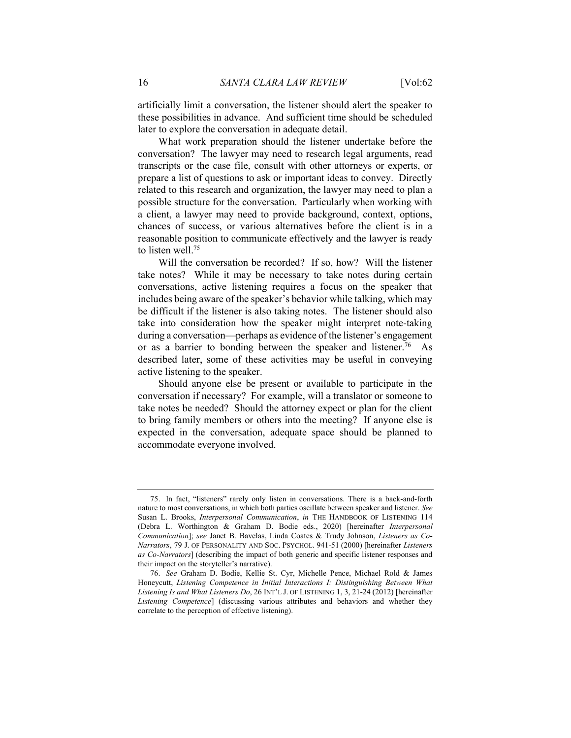artificially limit a conversation, the listener should alert the speaker to these possibilities in advance. And sufficient time should be scheduled later to explore the conversation in adequate detail.

What work preparation should the listener undertake before the conversation? The lawyer may need to research legal arguments, read transcripts or the case file, consult with other attorneys or experts, or prepare a list of questions to ask or important ideas to convey. Directly related to this research and organization, the lawyer may need to plan a possible structure for the conversation. Particularly when working with a client, a lawyer may need to provide background, context, options, chances of success, or various alternatives before the client is in a reasonable position to communicate effectively and the lawyer is ready to listen well.[75]

Will the conversation be recorded? If so, how? Will the listener take notes? While it may be necessary to take notes during certain conversations, active listening requires a focus on the speaker that includes being aware of the speaker's behavior while talking, which may be difficult if the listener is also taking notes. The listener should also take into consideration how the speaker might interpret note-taking during a conversation—perhaps as evidence of the listener's engagement or as a barrier to bonding between the speaker and listener.[76] As described later, some of these activities may be useful in conveying active listening to the speaker.

Should anyone else be present or available to participate in the conversation if necessary? For example, will a translator or someone to take notes be needed? Should the attorney expect or plan for the client to bring family members or others into the meeting? If anyone else is expected in the conversation, adequate space should be planned to accommodate everyone involved.

---

75. In fact, "listeners" rarely only listen in conversations. There is a back-and-forth nature to most conversations, in which both parties oscillate between speaker and listener. *See* Susan L. Brooks, *Interpersonal Communication*, *in* THE HANDBOOK OF LISTENING 114 (Debra L. Worthington & Graham D. Bodie eds., 2020) [hereinafter *Interpersonal Communication*]; *see* Janet B. Bavelas, Linda Coates & Trudy Johnson, *Listeners as Co-Narrators*, 79 J. OF PERSONALITY AND SOC. PSYCHOL. 941-51 (2000) [hereinafter *Listeners as Co-Narrators*] (describing the impact of both generic and specific listener responses and their impact on the storyteller's narrative).

76. *See* Graham D. Bodie, Kellie St. Cyr, Michelle Pence, Michael Rold & James Honeycutt, *Listening Competence in Initial Interactions I: Distinguishing Between What Listening Is and What Listeners Do*, 26 INT'L J. OF LISTENING 1, 3, 21-24 (2012) [hereinafter *Listening Competence*] (discussing various attributes and behaviors and whether they correlate to the perception of effective listening).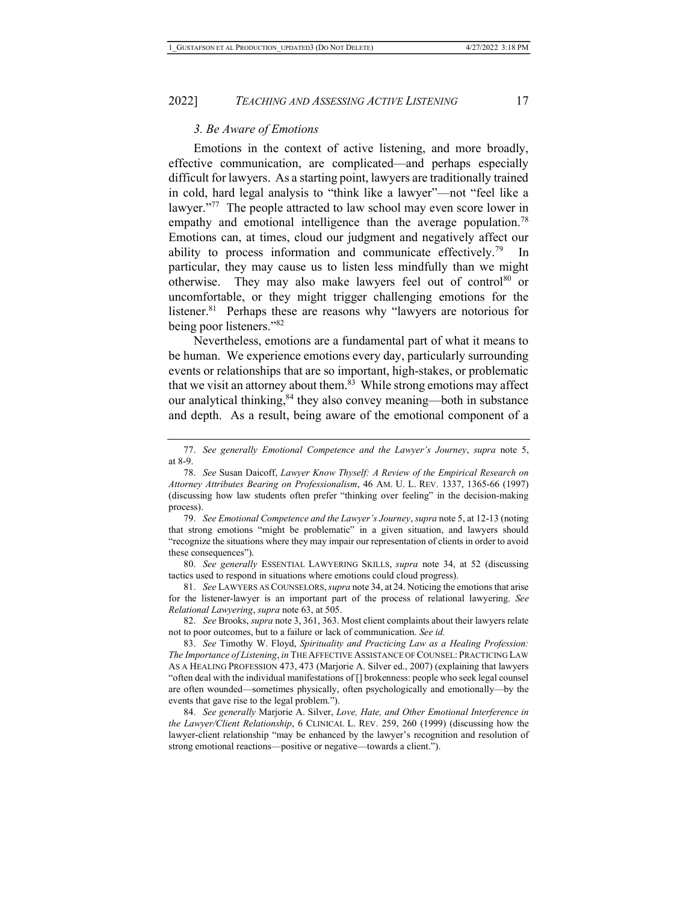### *3. Be Aware of Emotions*

Emotions in the context of active listening, and more broadly, effective communication, are complicated—and perhaps especially difficult for lawyers. As a starting point, lawyers are traditionally trained in cold, hard legal analysis to "think like a lawyer"—not "feel like a lawyer."[77] The people attracted to law school may even score lower in empathy and emotional intelligence than the average population.[78] Emotions can, at times, cloud our judgment and negatively affect our ability to process information and communicate effectively.[79] In particular, they may cause us to listen less mindfully than we might otherwise. They may also make lawyers feel out of control[80] or uncomfortable, or they might trigger challenging emotions for the listener.[81] Perhaps these are reasons why "lawyers are notorious for being poor listeners."[82]

Nevertheless, emotions are a fundamental part of what it means to be human. We experience emotions every day, particularly surrounding events or relationships that are so important, high-stakes, or problematic that we visit an attorney about them.[83] While strong emotions may affect our analytical thinking,[84] they also convey meaning—both in substance and depth. As a result, being aware of the emotional component of a

---

77. *See generally Emotional Competence and the Lawyer's Journey*, *supra* note 5, at 8-9.

78. *See* Susan Daicoff, *Lawyer Know Thyself: A Review of the Empirical Research on Attorney Attributes Bearing on Professionalism*, 46 AM. U. L. REV. 1337, 1365-66 (1997) (discussing how law students often prefer "thinking over feeling" in the decision-making process).

79. *See Emotional Competence and the Lawyer's Journey*, *supra* note 5, at 12-13 (noting that strong emotions "might be problematic" in a given situation, and lawyers should "recognize the situations where they may impair our representation of clients in order to avoid these consequences").

80. *See generally* ESSENTIAL LAWYERING SKILLS, *supra* note 34, at 52 (discussing tactics used to respond in situations where emotions could cloud progress).

81. *See* LAWYERS AS COUNSELORS, *supra* note 34, at 24. Noticing the emotions that arise for the listener-lawyer is an important part of the process of relational lawyering. *See Relational Lawyering*, *supra* note 63, at 505.

82. *See* Brooks, *supra* note 3, 361, 363. Most client complaints about their lawyers relate not to poor outcomes, but to a failure or lack of communication. *See id.*

83. *See* Timothy W. Floyd, *Spirituality and Practicing Law as a Healing Profession: The Importance of Listening*, *in* THE AFFECTIVE ASSISTANCE OF COUNSEL: PRACTICING LAW AS A HEALING PROFESSION 473, 473 (Marjorie A. Silver ed., 2007) (explaining that lawyers "often deal with the individual manifestations of [] brokenness: people who seek legal counsel are often wounded—sometimes physically, often psychologically and emotionally—by the events that gave rise to the legal problem.").

84. *See generally* Marjorie A. Silver, *Love, Hate, and Other Emotional Interference in the Lawyer/Client Relationship*, 6 CLINICAL L. REV. 259, 260 (1999) (discussing how the lawyer-client relationship "may be enhanced by the lawyer's recognition and resolution of strong emotional reactions—positive or negative—towards a client.").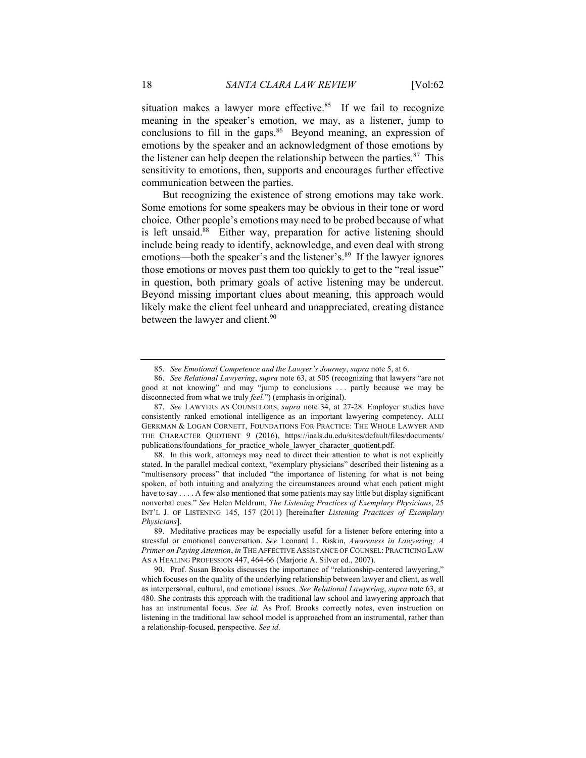situation makes a lawyer more effective.[85] If we fail to recognize meaning in the speaker's emotion, we may, as a listener, jump to conclusions to fill in the gaps.[86] Beyond meaning, an expression of emotions by the speaker and an acknowledgment of those emotions by the listener can help deepen the relationship between the parties.[87] This sensitivity to emotions, then, supports and encourages further effective communication between the parties.

But recognizing the existence of strong emotions may take work. Some emotions for some speakers may be obvious in their tone or word choice. Other people's emotions may need to be probed because of what is left unsaid.[88] Either way, preparation for active listening should include being ready to identify, acknowledge, and even deal with strong emotions—both the speaker's and the listener's.[89] If the lawyer ignores those emotions or moves past them too quickly to get to the "real issue" in question, both primary goals of active listening may be undercut. Beyond missing important clues about meaning, this approach would likely make the client feel unheard and unappreciated, creating distance between the lawyer and client.[90]

---

85. *See Emotional Competence and the Lawyer's Journey*, *supra* note 5, at 6.

86. *See Relational Lawyering*, *supra* note 63, at 505 (recognizing that lawyers "are not good at not knowing" and may "jump to conclusions . . . partly because we may be disconnected from what we truly *feel*.") (emphasis in original).

87. *See* LAWYERS AS COUNSELORS, *supra* note 34, at 27-28. Employer studies have consistently ranked emotional intelligence as an important lawyering competency. ALLI GERKMAN & LOGAN CORNETT, FOUNDATIONS FOR PRACTICE: THE WHOLE LAWYER AND THE CHARACTER QUOTIENT 9 (2016), https://iaals.du.edu/sites/default/files/documents/publications/foundations_for_practice_whole_lawyer_character_quotient.pdf.

88. In this work, attorneys may need to direct their attention to what is not explicitly stated. In the parallel medical context, "exemplary physicians" described their listening as a "multisensory process" that included "the importance of listening for what is not being spoken, of both intuiting and analyzing the circumstances around what each patient might have to say . . . . A few also mentioned that some patients may say little but display significant nonverbal cues." *See* Helen Meldrum, *The Listening Practices of Exemplary Physicians*, 25 INT'L J. OF LISTENING 145, 157 (2011) [hereinafter *Listening Practices of Exemplary Physicians*].

89. Meditative practices may be especially useful for a listener before entering into a stressful or emotional conversation. *See* Leonard L. Riskin, *Awareness in Lawyering: A Primer on Paying Attention*, *in* THE AFFECTIVE ASSISTANCE OF COUNSEL: PRACTICING LAW AS A HEALING PROFESSION 447, 464-66 (Marjorie A. Silver ed., 2007).

90. Prof. Susan Brooks discusses the importance of "relationship-centered lawyering," which focuses on the quality of the underlying relationship between lawyer and client, as well as interpersonal, cultural, and emotional issues. *See Relational Lawyering*, *supra* note 63, at 480. She contrasts this approach with the traditional law school and lawyering approach that has an instrumental focus. *See id.* As Prof. Brooks correctly notes, even instruction on listening in the traditional law school model is approached from an instrumental, rather than a relationship-focused, perspective. *See id.*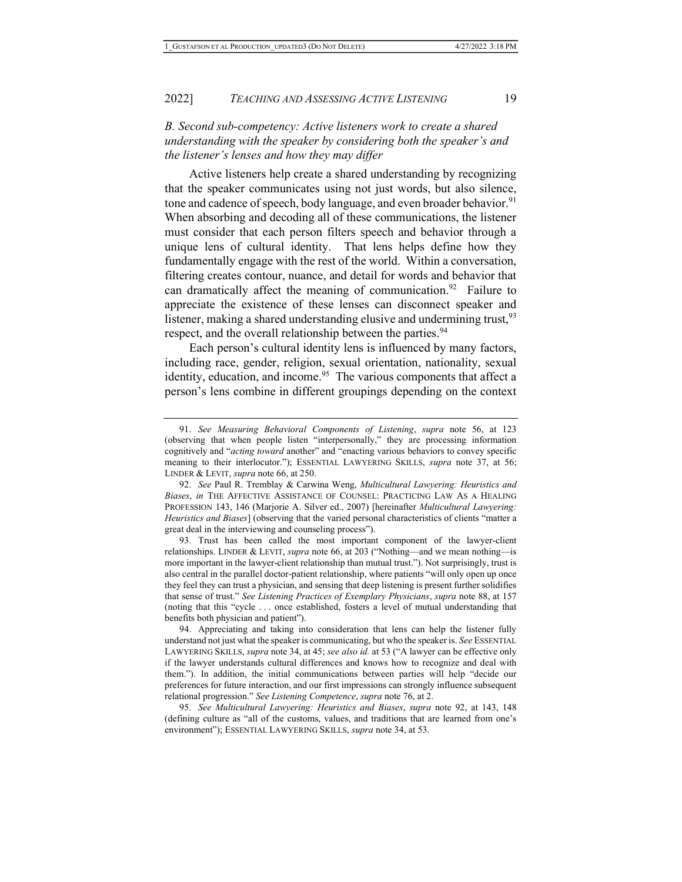### *B. Second sub-competency: Active listeners work to create a shared understanding with the speaker by considering both the speaker's and the listener's lenses and how they may differ*

Active listeners help create a shared understanding by recognizing that the speaker communicates using not just words, but also silence, tone and cadence of speech, body language, and even broader behavior.[91] When absorbing and decoding all of these communications, the listener must consider that each person filters speech and behavior through a unique lens of cultural identity. That lens helps define how they fundamentally engage with the rest of the world. Within a conversation, filtering creates contour, nuance, and detail for words and behavior that can dramatically affect the meaning of communication.[92] Failure to appreciate the existence of these lenses can disconnect speaker and listener, making a shared understanding elusive and undermining trust,[93] respect, and the overall relationship between the parties.[94]

Each person's cultural identity lens is influenced by many factors, including race, gender, religion, sexual orientation, nationality, sexual identity, education, and income.[95] The various components that affect a person's lens combine in different groupings depending on the context

---

91. *See Measuring Behavioral Components of Listening*, *supra* note 56, at 123 (observing that when people listen "interpersonally," they are processing information cognitively and "*acting toward* another" and "enacting various behaviors to convey specific meaning to their interlocutor."); ESSENTIAL LAWYERING SKILLS, *supra* note 37, at 56; LINDER & LEVIT, *supra* note 66, at 250.

92. *See* Paul R. Tremblay & Carwina Weng, *Multicultural Lawyering: Heuristics and Biases*, *in* THE AFFECTIVE ASSISTANCE OF COUNSEL: PRACTICING LAW AS A HEALING PROFESSION 143, 146 (Marjorie A. Silver ed., 2007) [hereinafter *Multicultural Lawyering: Heuristics and Biases*] (observing that the varied personal characteristics of clients "matter a great deal in the interviewing and counseling process").

93. Trust has been called the most important component of the lawyer-client relationships. LINDER & LEVIT, *supra* note 66, at 203 ("Nothing—and we mean nothing—is more important in the lawyer-client relationship than mutual trust."). Not surprisingly, trust is also central in the parallel doctor-patient relationship, where patients "will only open up once they feel they can trust a physician, and sensing that deep listening is present further solidifies that sense of trust." *See Listening Practices of Exemplary Physicians*, *supra* note 88, at 157 (noting that this "cycle . . . once established, fosters a level of mutual understanding that benefits both physician and patient").

94. Appreciating and taking into consideration that lens can help the listener fully understand not just what the speaker is communicating, but who the speaker is. *See* ESSENTIAL LAWYERING SKILLS, *supra* note 34, at 45; *see also id.* at 53 ("A lawyer can be effective only if the lawyer understands cultural differences and knows how to recognize and deal with them."). In addition, the initial communications between parties will help "decide our preferences for future interaction, and our first impressions can strongly influence subsequent relational progression." *See Listening Competence*, *supra* note 76, at 2.

95. *See Multicultural Lawyering: Heuristics and Biases*, *supra* note 92, at 143, 148 (defining culture as "all of the customs, values, and traditions that are learned from one's environment"); ESSENTIAL LAWYERING SKILLS, *supra* note 34, at 53.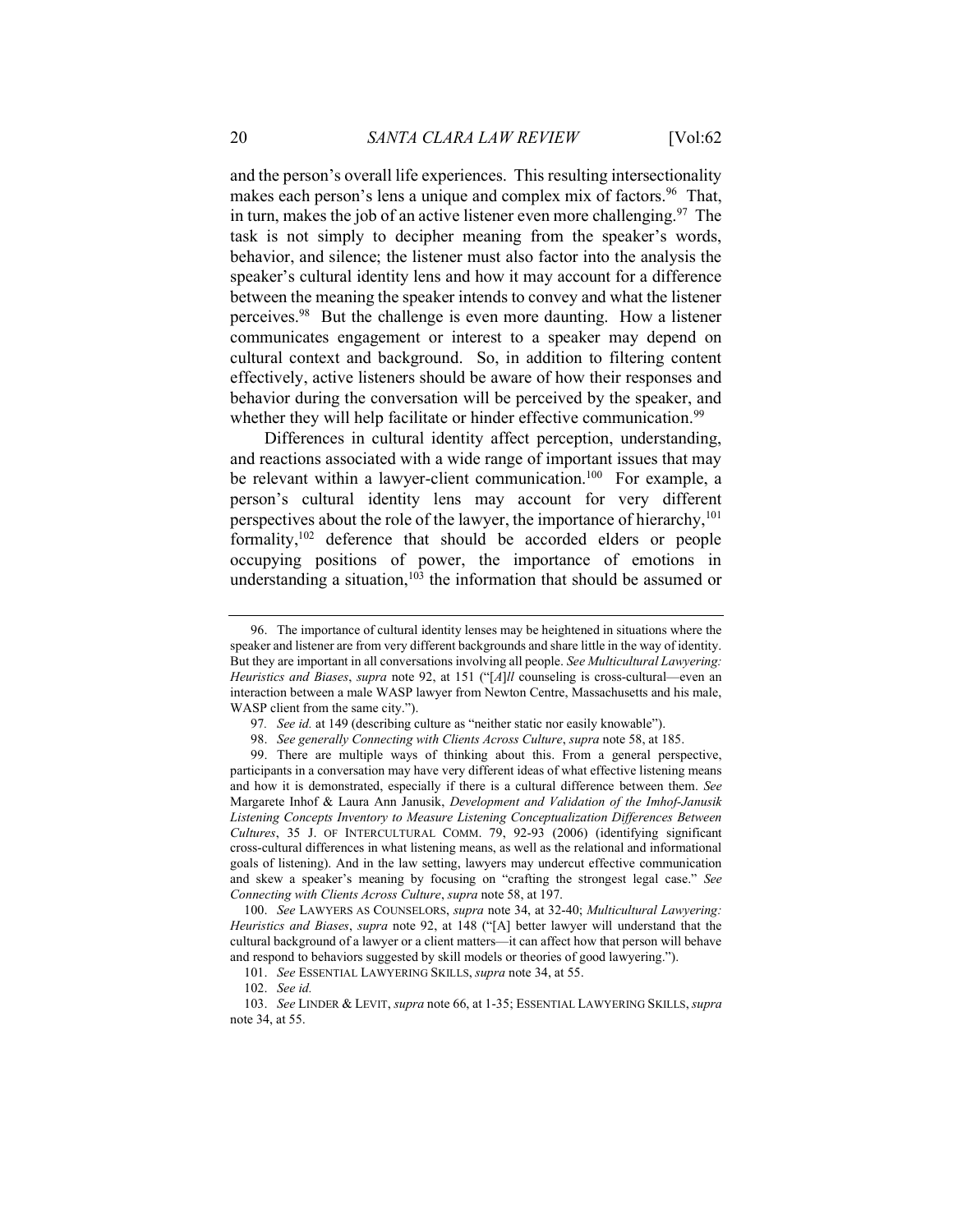and the person's overall life experiences. This resulting intersectionality makes each person's lens a unique and complex mix of factors.[96] That, in turn, makes the job of an active listener even more challenging.[97] The task is not simply to decipher meaning from the speaker's words, behavior, and silence; the listener must also factor into the analysis the speaker's cultural identity lens and how it may account for a difference between the meaning the speaker intends to convey and what the listener perceives.[98] But the challenge is even more daunting. How a listener communicates engagement or interest to a speaker may depend on cultural context and background. So, in addition to filtering content effectively, active listeners should be aware of how their responses and behavior during the conversation will be perceived by the speaker, and whether they will help facilitate or hinder effective communication.[99]

Differences in cultural identity affect perception, understanding, and reactions associated with a wide range of important issues that may be relevant within a lawyer-client communication.[100] For example, a person's cultural identity lens may account for very different perspectives about the role of the lawyer, the importance of hierarchy,[101] formality,[102] deference that should be accorded elders or people occupying positions of power, the importance of emotions in understanding a situation,[103] the information that should be assumed or

---

96. The importance of cultural identity lenses may be heightened in situations where the speaker and listener are from very different backgrounds and share little in the way of identity. But they are important in all conversations involving all people. *See Multicultural Lawyering: Heuristics and Biases*, *supra* note 92, at 151 ("[*A*]*ll* counseling is cross-cultural—even an interaction between a male WASP lawyer from Newton Centre, Massachusetts and his male, WASP client from the same city.").

97. *See id.* at 149 (describing culture as "neither static nor easily knowable").

98. *See generally Connecting with Clients Across Culture*, *supra* note 58, at 185.

99. There are multiple ways of thinking about this. From a general perspective, participants in a conversation may have very different ideas of what effective listening means and how it is demonstrated, especially if there is a cultural difference between them. *See* Margarete Inhof & Laura Ann Janusik, *Development and Validation of the Imhof-Janusik Listening Concepts Inventory to Measure Listening Conceptualization Differences Between Cultures*, 35 J. OF INTERCULTURAL COMM. 79, 92-93 (2006) (identifying significant cross-cultural differences in what listening means, as well as the relational and informational goals of listening). And in the law setting, lawyers may undercut effective communication and skew a speaker's meaning by focusing on "crafting the strongest legal case." *See Connecting with Clients Across Culture*, *supra* note 58, at 197.

100. *See* LAWYERS AS COUNSELORS, *supra* note 34, at 32-40; *Multicultural Lawyering: Heuristics and Biases*, *supra* note 92, at 148 ("[A] better lawyer will understand that the cultural background of a lawyer or a client matters—it can affect how that person will behave and respond to behaviors suggested by skill models or theories of good lawyering.").

101. *See* ESSENTIAL LAWYERING SKILLS, *supra* note 34, at 55.

102. *See id.*

103. *See* LINDER & LEVIT, *supra* note 66, at 1-35; ESSENTIAL LAWYERING SKILLS, *supra* note 34, at 55.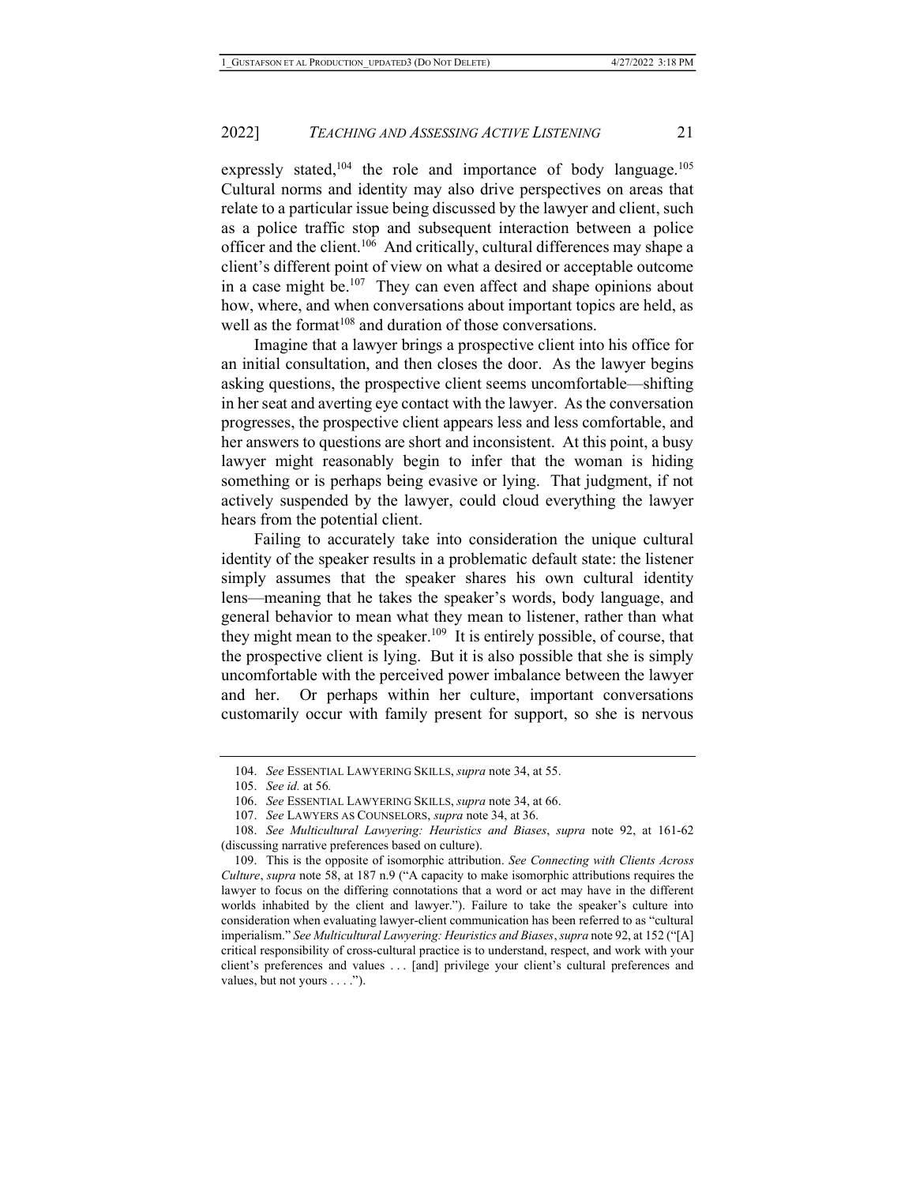expressly stated,[104] the role and importance of body language.[105] Cultural norms and identity may also drive perspectives on areas that relate to a particular issue being discussed by the lawyer and client, such as a police traffic stop and subsequent interaction between a police officer and the client.[106] And critically, cultural differences may shape a client's different point of view on what a desired or acceptable outcome in a case might be.[107] They can even affect and shape opinions about how, where, and when conversations about important topics are held, as well as the format[108] and duration of those conversations.

Imagine that a lawyer brings a prospective client into his office for an initial consultation, and then closes the door. As the lawyer begins asking questions, the prospective client seems uncomfortable—shifting in her seat and averting eye contact with the lawyer. As the conversation progresses, the prospective client appears less and less comfortable, and her answers to questions are short and inconsistent. At this point, a busy lawyer might reasonably begin to infer that the woman is hiding something or is perhaps being evasive or lying. That judgment, if not actively suspended by the lawyer, could cloud everything the lawyer hears from the potential client.

Failing to accurately take into consideration the unique cultural identity of the speaker results in a problematic default state: the listener simply assumes that the speaker shares his own cultural identity lens—meaning that he takes the speaker's words, body language, and general behavior to mean what they mean to listener, rather than what they might mean to the speaker.[109] It is entirely possible, of course, that the prospective client is lying. But it is also possible that she is simply uncomfortable with the perceived power imbalance between the lawyer and her. Or perhaps within her culture, important conversations customarily occur with family present for support, so she is nervous

---

104. *See* ESSENTIAL LAWYERING SKILLS, *supra* note 34, at 55.

105. *See id.* at 56*.*

106. *See* ESSENTIAL LAWYERING SKILLS, *supra* note 34, at 66.

107. *See* LAWYERS AS COUNSELORS, *supra* note 34, at 36.

108. *See Multicultural Lawyering: Heuristics and Biases*, *supra* note 92, at 161-62 (discussing narrative preferences based on culture).

109. This is the opposite of isomorphic attribution. *See Connecting with Clients Across Culture*, *supra* note 58, at 187 n.9 ("A capacity to make isomorphic attributions requires the lawyer to focus on the differing connotations that a word or act may have in the different worlds inhabited by the client and lawyer."). Failure to take the speaker's culture into consideration when evaluating lawyer-client communication has been referred to as "cultural imperialism." *See Multicultural Lawyering: Heuristics and Biases*, *supra* note 92, at 152 ("[A] critical responsibility of cross-cultural practice is to understand, respect, and work with your client's preferences and values . . . [and] privilege your client's cultural preferences and values, but not yours . . . .").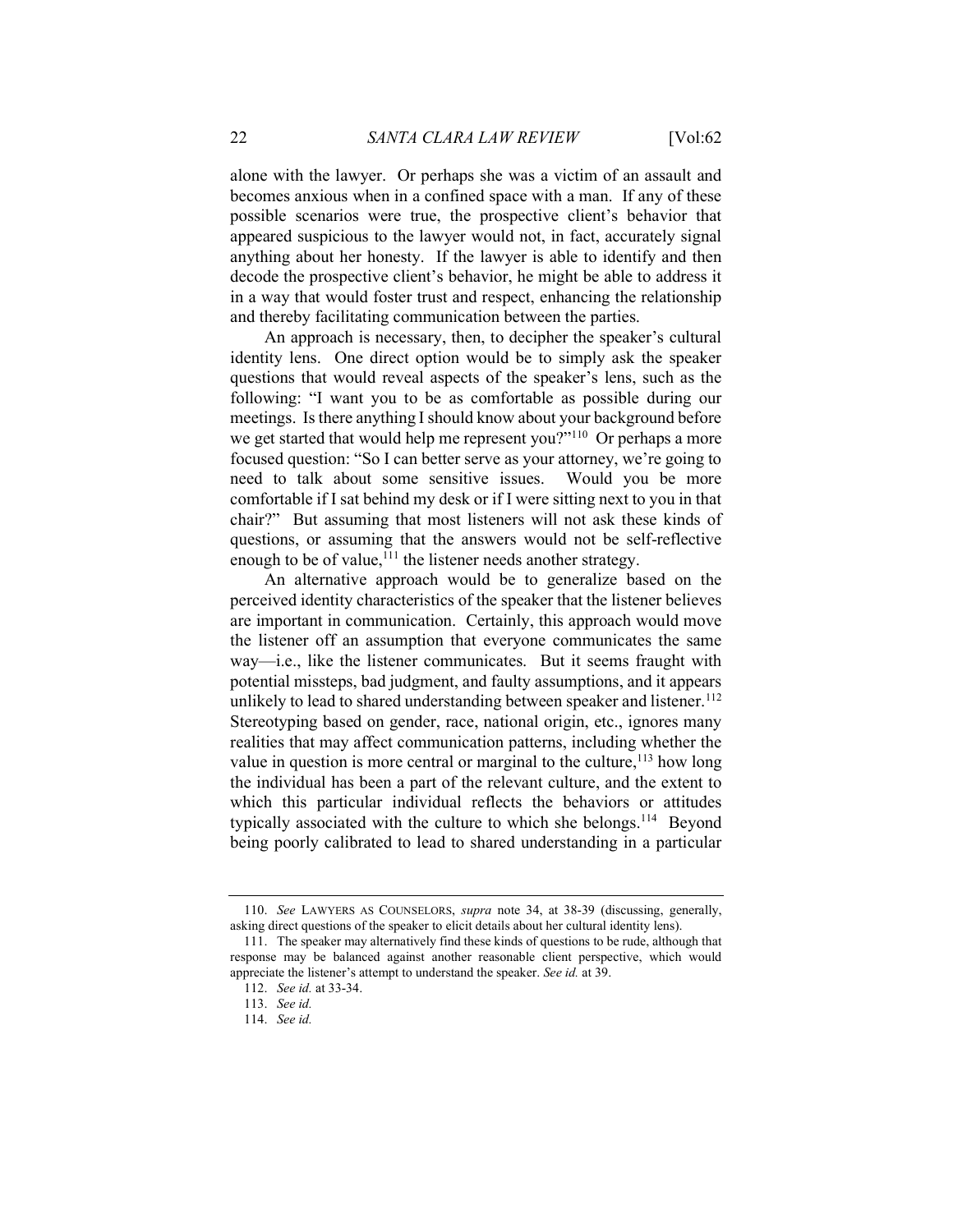alone with the lawyer. Or perhaps she was a victim of an assault and becomes anxious when in a confined space with a man. If any of these possible scenarios were true, the prospective client's behavior that appeared suspicious to the lawyer would not, in fact, accurately signal anything about her honesty. If the lawyer is able to identify and then decode the prospective client's behavior, he might be able to address it in a way that would foster trust and respect, enhancing the relationship and thereby facilitating communication between the parties.

An approach is necessary, then, to decipher the speaker's cultural identity lens. One direct option would be to simply ask the speaker questions that would reveal aspects of the speaker's lens, such as the following: "I want you to be as comfortable as possible during our meetings. Is there anything I should know about your background before we get started that would help me represent you?"[110] Or perhaps a more focused question: "So I can better serve as your attorney, we're going to need to talk about some sensitive issues. Would you be more comfortable if I sat behind my desk or if I were sitting next to you in that chair?" But assuming that most listeners will not ask these kinds of questions, or assuming that the answers would not be self-reflective enough to be of value,[111] the listener needs another strategy.

An alternative approach would be to generalize based on the perceived identity characteristics of the speaker that the listener believes are important in communication. Certainly, this approach would move the listener off an assumption that everyone communicates the same way—i.e., like the listener communicates. But it seems fraught with potential missteps, bad judgment, and faulty assumptions, and it appears unlikely to lead to shared understanding between speaker and listener.[112] Stereotyping based on gender, race, national origin, etc., ignores many realities that may affect communication patterns, including whether the value in question is more central or marginal to the culture,[113] how long the individual has been a part of the relevant culture, and the extent to which this particular individual reflects the behaviors or attitudes typically associated with the culture to which she belongs.[114] Beyond being poorly calibrated to lead to shared understanding in a particular

---

110. *See* LAWYERS AS COUNSELORS, *supra* note 34, at 38-39 (discussing, generally, asking direct questions of the speaker to elicit details about her cultural identity lens).

111. The speaker may alternatively find these kinds of questions to be rude, although that response may be balanced against another reasonable client perspective, which would appreciate the listener's attempt to understand the speaker. *See id.* at 39.

112. *See id.* at 33-34.

113. *See id.*

114. *See id.*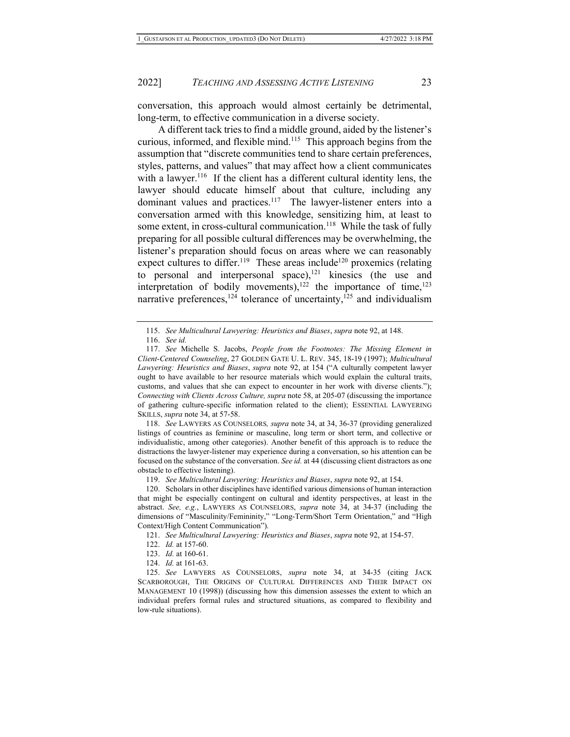conversation, this approach would almost certainly be detrimental, long-term, to effective communication in a diverse society.

A different tack tries to find a middle ground, aided by the listener's curious, informed, and flexible mind.[115] This approach begins from the assumption that "discrete communities tend to share certain preferences, styles, patterns, and values" that may affect how a client communicates with a lawyer.[116] If the client has a different cultural identity lens, the lawyer should educate himself about that culture, including any dominant values and practices.[117] The lawyer-listener enters into a conversation armed with this knowledge, sensitizing him, at least to some extent, in cross-cultural communication.[118] While the task of fully preparing for all possible cultural differences may be overwhelming, the listener's preparation should focus on areas where we can reasonably expect cultures to differ.[119] These areas include[120] proxemics (relating to personal and interpersonal space),[121] kinesics (the use and interpretation of bodily movements),[122] the importance of time,[123] narrative preferences,[124] tolerance of uncertainty,[125] and individualism

---

115. *See Multicultural Lawyering: Heuristics and Biases*, *supra* note 92, at 148.

116. *See id.*

117. *See* Michelle S. Jacobs, *People from the Footnotes: The Missing Element in Client-Centered Counseling*, 27 GOLDEN GATE U. L. REV. 345, 18-19 (1997); *Multicultural Lawyering: Heuristics and Biases*, *supra* note 92, at 154 ("A culturally competent lawyer ought to have available to her resource materials which would explain the cultural traits, customs, and values that she can expect to encounter in her work with diverse clients."); *Connecting with Clients Across Culture, supra* note 58, at 205-07 (discussing the importance of gathering culture-specific information related to the client); ESSENTIAL LAWYERING SKILLS, *supra* note 34, at 57-58.

118. *See* LAWYERS AS COUNSELORS*, supra* note 34, at 34, 36-37 (providing generalized listings of countries as feminine or masculine, long term or short term, and collective or individualistic, among other categories). Another benefit of this approach is to reduce the distractions the lawyer-listener may experience during a conversation, so his attention can be focused on the substance of the conversation. *See id.* at 44 (discussing client distractors as one obstacle to effective listening).

119. *See Multicultural Lawyering: Heuristics and Biases*, *supra* note 92, at 154.

120. Scholars in other disciplines have identified various dimensions of human interaction that might be especially contingent on cultural and identity perspectives, at least in the abstract. *See, e.g.*, LAWYERS AS COUNSELORS, *supra* note 34, at 34-37 (including the dimensions of "Masculinity/Femininity," "Long-Term/Short Term Orientation," and "High Context/High Content Communication").

121. *See Multicultural Lawyering: Heuristics and Biases*, *supra* note 92, at 154-57.

122. *Id.* at 157-60.

123. *Id.* at 160-61.

124. *Id.* at 161-63.

125. *See* LAWYERS AS COUNSELORS, *supra* note 34, at 34-35 (citing JACK SCARBOROUGH, THE ORIGINS OF CULTURAL DIFFERENCES AND THEIR IMPACT ON MANAGEMENT 10 (1998)) (discussing how this dimension assesses the extent to which an individual prefers formal rules and structured situations, as compared to flexibility and low-rule situations).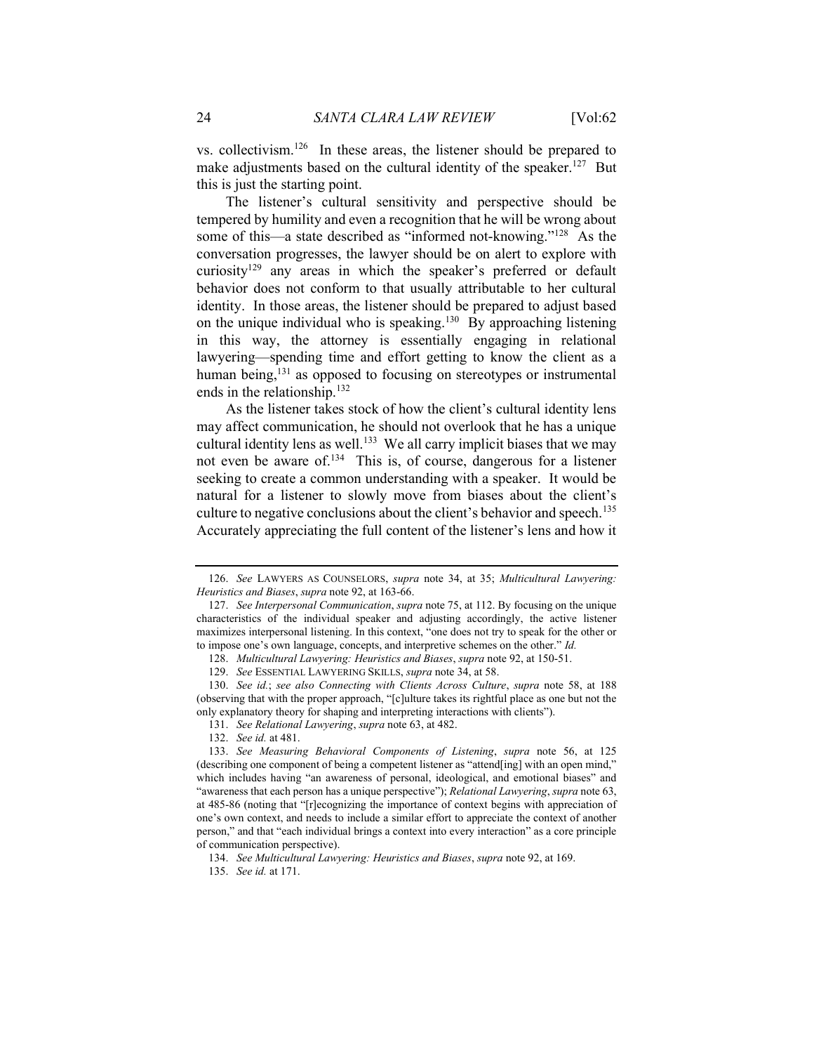vs. collectivism.[126] In these areas, the listener should be prepared to make adjustments based on the cultural identity of the speaker.[127] But this is just the starting point.

The listener's cultural sensitivity and perspective should be tempered by humility and even a recognition that he will be wrong about some of this—a state described as "informed not-knowing."[128] As the conversation progresses, the lawyer should be on alert to explore with curiosity[129] any areas in which the speaker's preferred or default behavior does not conform to that usually attributable to her cultural identity. In those areas, the listener should be prepared to adjust based on the unique individual who is speaking.[130] By approaching listening in this way, the attorney is essentially engaging in relational lawyering—spending time and effort getting to know the client as a human being,[131] as opposed to focusing on stereotypes or instrumental ends in the relationship.[132]

As the listener takes stock of how the client's cultural identity lens may affect communication, he should not overlook that he has a unique cultural identity lens as well.[133] We all carry implicit biases that we may not even be aware of.[134] This is, of course, dangerous for a listener seeking to create a common understanding with a speaker. It would be natural for a listener to slowly move from biases about the client's culture to negative conclusions about the client's behavior and speech.[135] Accurately appreciating the full content of the listener's lens and how it

---

126. *See* LAWYERS AS COUNSELORS, *supra* note 34, at 35; *Multicultural Lawyering: Heuristics and Biases*, *supra* note 92, at 163-66.

127. *See Interpersonal Communication*, *supra* note 75, at 112. By focusing on the unique characteristics of the individual speaker and adjusting accordingly, the active listener maximizes interpersonal listening. In this context, "one does not try to speak for the other or to impose one's own language, concepts, and interpretive schemes on the other." *Id.*

128. *Multicultural Lawyering: Heuristics and Biases*, *supra* note 92, at 150-51.

129. *See* ESSENTIAL LAWYERING SKILLS, *supra* note 34, at 58.

130. *See id.*; *see also Connecting with Clients Across Culture*, *supra* note 58, at 188 (observing that with the proper approach, "[c]ulture takes its rightful place as one but not the only explanatory theory for shaping and interpreting interactions with clients").

131. *See Relational Lawyering*, *supra* note 63, at 482.

132. *See id.* at 481.

133. *See Measuring Behavioral Components of Listening*, *supra* note 56, at 125 (describing one component of being a competent listener as "attend[ing] with an open mind," which includes having "an awareness of personal, ideological, and emotional biases" and "awareness that each person has a unique perspective"); *Relational Lawyering*, *supra* note 63, at 485-86 (noting that "[r]ecognizing the importance of context begins with appreciation of one's own context, and needs to include a similar effort to appreciate the context of another person," and that "each individual brings a context into every interaction" as a core principle of communication perspective).

134. *See Multicultural Lawyering: Heuristics and Biases*, *supra* note 92, at 169.

135. *See id.* at 171.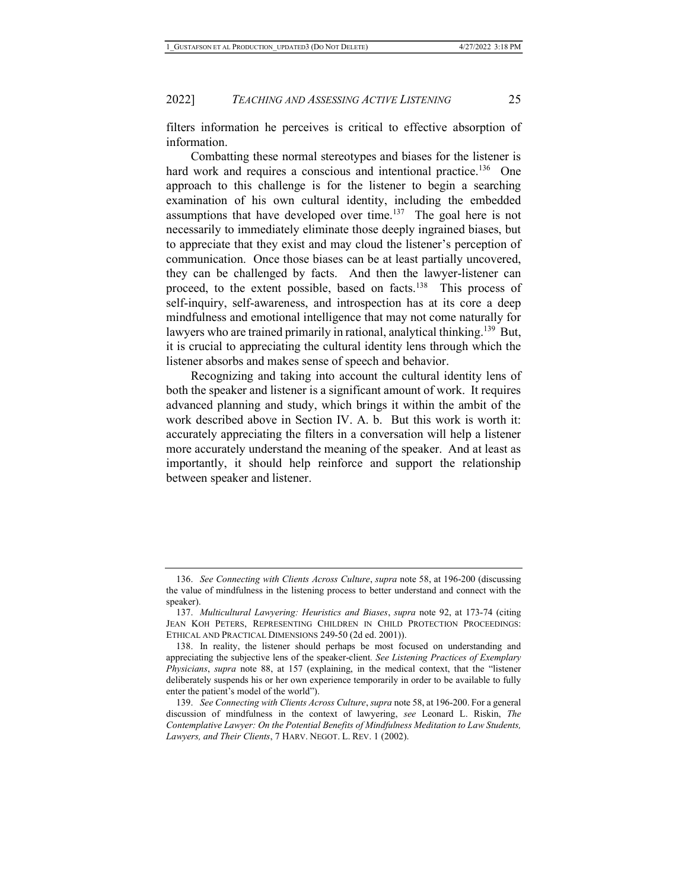filters information he perceives is critical to effective absorption of information.

Combatting these normal stereotypes and biases for the listener is hard work and requires a conscious and intentional practice.[136] One approach to this challenge is for the listener to begin a searching examination of his own cultural identity, including the embedded assumptions that have developed over time.[137] The goal here is not necessarily to immediately eliminate those deeply ingrained biases, but to appreciate that they exist and may cloud the listener's perception of communication. Once those biases can be at least partially uncovered, they can be challenged by facts. And then the lawyer-listener can proceed, to the extent possible, based on facts.[138] This process of self-inquiry, self-awareness, and introspection has at its core a deep mindfulness and emotional intelligence that may not come naturally for lawyers who are trained primarily in rational, analytical thinking.[139] But, it is crucial to appreciating the cultural identity lens through which the listener absorbs and makes sense of speech and behavior.

Recognizing and taking into account the cultural identity lens of both the speaker and listener is a significant amount of work. It requires advanced planning and study, which brings it within the ambit of the work described above in Section IV. A. b. But this work is worth it: accurately appreciating the filters in a conversation will help a listener more accurately understand the meaning of the speaker. And at least as importantly, it should help reinforce and support the relationship between speaker and listener.

---

136. *See Connecting with Clients Across Culture*, *supra* note 58, at 196-200 (discussing the value of mindfulness in the listening process to better understand and connect with the speaker).

137. *Multicultural Lawyering: Heuristics and Biases*, *supra* note 92, at 173-74 (citing JEAN KOH PETERS, REPRESENTING CHILDREN IN CHILD PROTECTION PROCEEDINGS: ETHICAL AND PRACTICAL DIMENSIONS 249-50 (2d ed. 2001)).

138. In reality, the listener should perhaps be most focused on understanding and appreciating the subjective lens of the speaker-client. *See Listening Practices of Exemplary Physicians*, *supra* note 88, at 157 (explaining, in the medical context, that the "listener deliberately suspends his or her own experience temporarily in order to be available to fully enter the patient's model of the world").

139. *See Connecting with Clients Across Culture*, *supra* note 58, at 196-200. For a general discussion of mindfulness in the context of lawyering, *see* Leonard L. Riskin, *The Contemplative Lawyer: On the Potential Benefits of Mindfulness Meditation to Law Students, Lawyers, and Their Clients*, 7 HARV. NEGOT. L. REV. 1 (2002).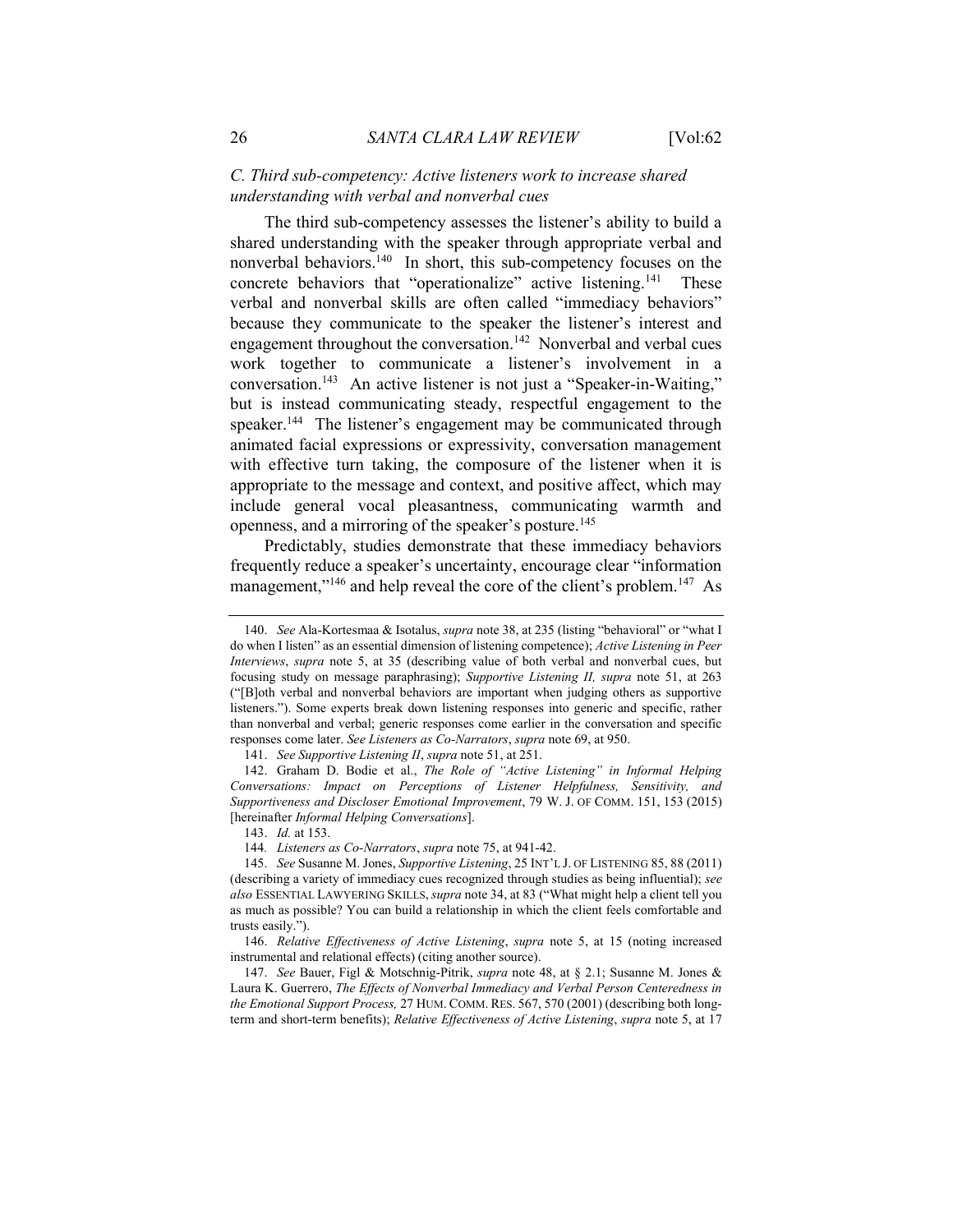### *C. Third sub-competency: Active listeners work to increase shared understanding with verbal and nonverbal cues*

The third sub-competency assesses the listener's ability to build a shared understanding with the speaker through appropriate verbal and nonverbal behaviors.[140] In short, this sub-competency focuses on the concrete behaviors that "operationalize" active listening.[141] These verbal and nonverbal skills are often called "immediacy behaviors" because they communicate to the speaker the listener's interest and engagement throughout the conversation.[142] Nonverbal and verbal cues work together to communicate a listener's involvement in a conversation.[143] An active listener is not just a "Speaker-in-Waiting," but is instead communicating steady, respectful engagement to the speaker.[144] The listener's engagement may be communicated through animated facial expressions or expressivity, conversation management with effective turn taking, the composure of the listener when it is appropriate to the message and context, and positive affect, which may include general vocal pleasantness, communicating warmth and openness, and a mirroring of the speaker's posture.[145]

Predictably, studies demonstrate that these immediacy behaviors frequently reduce a speaker's uncertainty, encourage clear "information management,"[146] and help reveal the core of the client's problem.[147] As

---

140. *See* Ala-Kortesmaa & Isotalus, *supra* note 38, at 235 (listing "behavioral" or "what I do when I listen" as an essential dimension of listening competence); *Active Listening in Peer Interviews*, *supra* note 5, at 35 (describing value of both verbal and nonverbal cues, but focusing study on message paraphrasing); *Supportive Listening II, supra* note 51, at 263 ("[B]oth verbal and nonverbal behaviors are important when judging others as supportive listeners."). Some experts break down listening responses into generic and specific, rather than nonverbal and verbal; generic responses come earlier in the conversation and specific responses come later. *See Listeners as Co-Narrators*, *supra* note 69, at 950.

141. *See Supportive Listening II*, *supra* note 51, at 251.

142. Graham D. Bodie et al., *The Role of "Active Listening" in Informal Helping Conversations: Impact on Perceptions of Listener Helpfulness, Sensitivity, and Supportiveness and Discloser Emotional Improvement*, 79 W. J. OF COMM. 151, 153 (2015) [hereinafter *Informal Helping Conversations*].

143. *Id.* at 153.

144. *Listeners as Co-Narrators*, *supra* note 75, at 941-42.

145. *See* Susanne M. Jones, *Supportive Listening*, 25 INT'L J. OF LISTENING 85, 88 (2011) (describing a variety of immediacy cues recognized through studies as being influential); *see also* ESSENTIAL LAWYERING SKILLS, *supra* note 34, at 83 ("What might help a client tell you as much as possible? You can build a relationship in which the client feels comfortable and trusts easily.").

146. *Relative Effectiveness of Active Listening*, *supra* note 5, at 15 (noting increased instrumental and relational effects) (citing another source).

147. *See* Bauer, Figl & Motschnig-Pitrik, *supra* note 48, at § 2.1; Susanne M. Jones & Laura K. Guerrero, *The Effects of Nonverbal Immediacy and Verbal Person Centeredness in the Emotional Support Process,* 27 HUM. COMM. RES. 567, 570 (2001) (describing both long-term and short-term benefits); *Relative Effectiveness of Active Listening*, *supra* note 5, at 17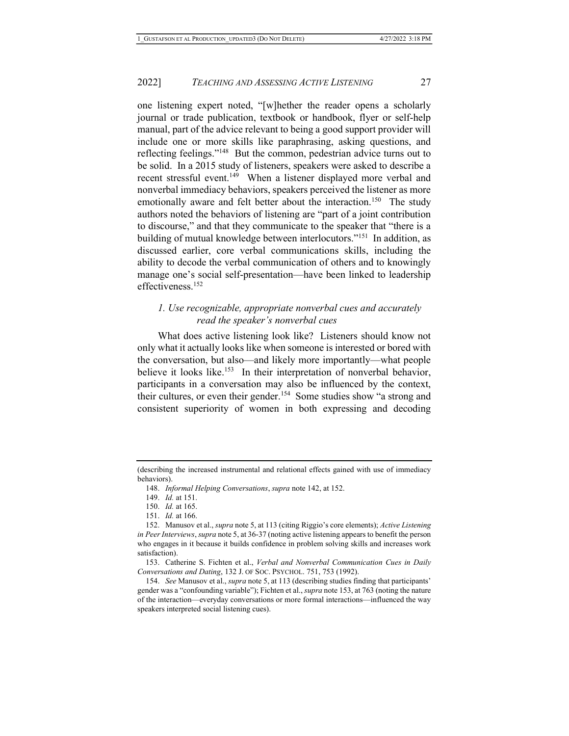one listening expert noted, "[w]hether the reader opens a scholarly journal or trade publication, textbook or handbook, flyer or self-help manual, part of the advice relevant to being a good support provider will include one or more skills like paraphrasing, asking questions, and reflecting feelings."[148] But the common, pedestrian advice turns out to be solid. In a 2015 study of listeners, speakers were asked to describe a recent stressful event.[149] When a listener displayed more verbal and nonverbal immediacy behaviors, speakers perceived the listener as more emotionally aware and felt better about the interaction.[150] The study authors noted the behaviors of listening are "part of a joint contribution to discourse," and that they communicate to the speaker that "there is a building of mutual knowledge between interlocutors."[151] In addition, as discussed earlier, core verbal communications skills, including the ability to decode the verbal communication of others and to knowingly manage one's social self-presentation—have been linked to leadership effectiveness.[152]

### *1. Use recognizable, appropriate nonverbal cues and accurately read the speaker's nonverbal cues*

What does active listening look like? Listeners should know not only what it actually looks like when someone is interested or bored with the conversation, but also—and likely more importantly—what people believe it looks like.[153] In their interpretation of nonverbal behavior, participants in a conversation may also be influenced by the context, their cultures, or even their gender.[154] Some studies show "a strong and consistent superiority of women in both expressing and decoding

---

(describing the increased instrumental and relational effects gained with use of immediacy behaviors).

148. *Informal Helping Conversations*, *supra* note 142, at 152.

149. *Id.* at 151.

150. *Id.* at 165.

151. *Id.* at 166.

152. Manusov et al., *supra* note 5, at 113 (citing Riggio's core elements); *Active Listening in Peer Interviews*, *supra* note 5, at 36-37 (noting active listening appears to benefit the person who engages in it because it builds confidence in problem solving skills and increases work satisfaction).

153. Catherine S. Fichten et al., *Verbal and Nonverbal Communication Cues in Daily Conversations and Dating*, 132 J. OF SOC. PSYCHOL. 751, 753 (1992).

154. *See* Manusov et al., *supra* note 5, at 113 (describing studies finding that participants' gender was a "confounding variable"); Fichten et al., *supra* note 153, at 763 (noting the nature of the interaction—everyday conversations or more formal interactions—influenced the way speakers interpreted social listening cues).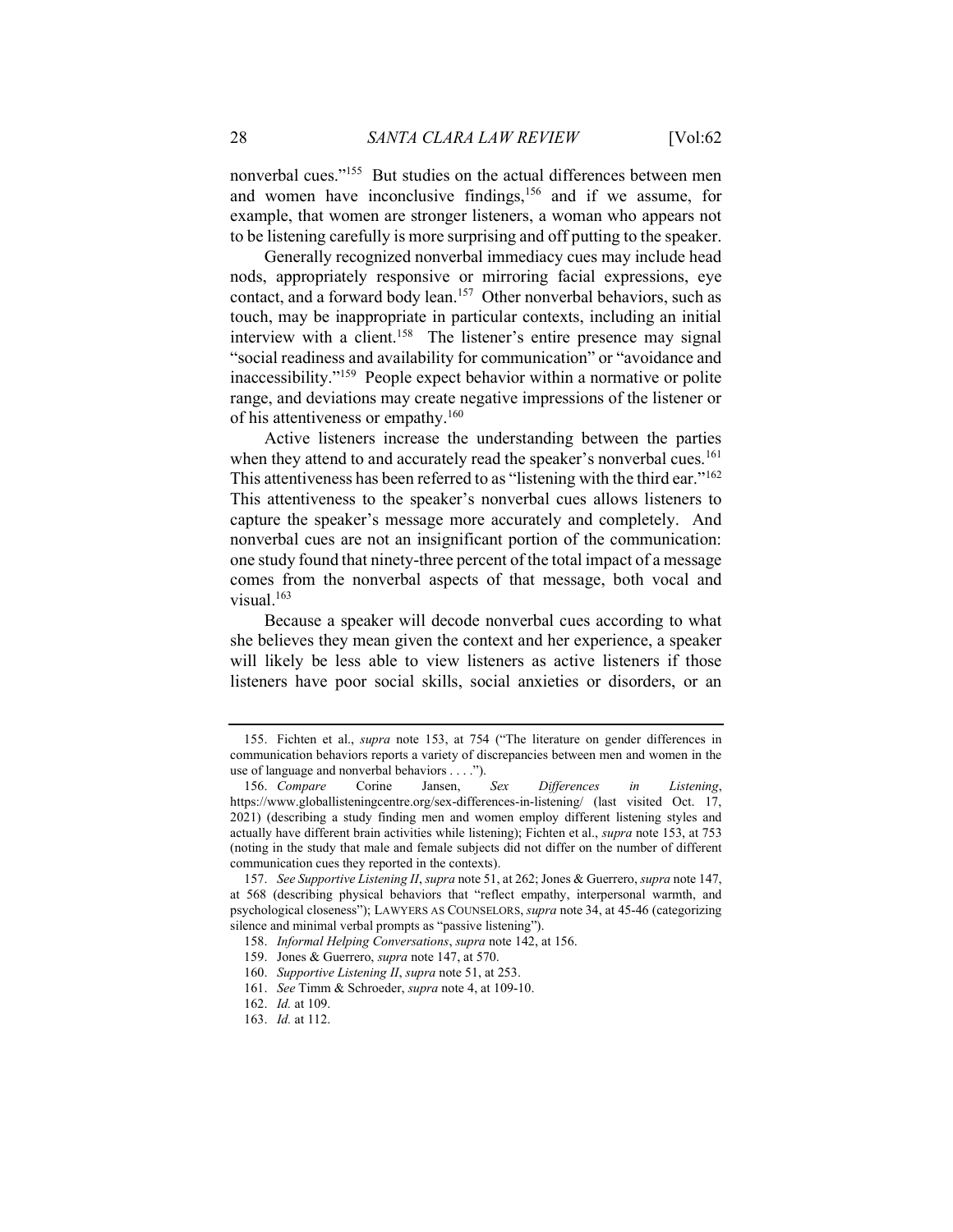nonverbal cues."[155] But studies on the actual differences between men and women have inconclusive findings,[156] and if we assume, for example, that women are stronger listeners, a woman who appears not to be listening carefully is more surprising and off putting to the speaker.

Generally recognized nonverbal immediacy cues may include head nods, appropriately responsive or mirroring facial expressions, eye contact, and a forward body lean.[157] Other nonverbal behaviors, such as touch, may be inappropriate in particular contexts, including an initial interview with a client.[158] The listener's entire presence may signal "social readiness and availability for communication" or "avoidance and inaccessibility."[159] People expect behavior within a normative or polite range, and deviations may create negative impressions of the listener or of his attentiveness or empathy.[160]

Active listeners increase the understanding between the parties when they attend to and accurately read the speaker's nonverbal cues.[161] This attentiveness has been referred to as "listening with the third ear."[162] This attentiveness to the speaker's nonverbal cues allows listeners to capture the speaker's message more accurately and completely. And nonverbal cues are not an insignificant portion of the communication: one study found that ninety-three percent of the total impact of a message comes from the nonverbal aspects of that message, both vocal and visual.[163]

Because a speaker will decode nonverbal cues according to what she believes they mean given the context and her experience, a speaker will likely be less able to view listeners as active listeners if those listeners have poor social skills, social anxieties or disorders, or an

---

155. Fichten et al., *supra* note 153, at 754 ("The literature on gender differences in communication behaviors reports a variety of discrepancies between men and women in the use of language and nonverbal behaviors . . . .").

156. *Compare* Corine Jansen, *Sex Differences in Listening*, https://www.globallisteningcentre.org/sex-differences-in-listening/ (last visited Oct. 17, 2021) (describing a study finding men and women employ different listening styles and actually have different brain activities while listening); Fichten et al., *supra* note 153, at 753 (noting in the study that male and female subjects did not differ on the number of different communication cues they reported in the contexts).

157. *See Supportive Listening II*, *supra* note 51, at 262; Jones & Guerrero, *supra* note 147, at 568 (describing physical behaviors that "reflect empathy, interpersonal warmth, and psychological closeness"); LAWYERS AS COUNSELORS, *supra* note 34, at 45-46 (categorizing silence and minimal verbal prompts as "passive listening").

158. *Informal Helping Conversations*, *supra* note 142, at 156.

159. Jones & Guerrero, *supra* note 147, at 570.

160. *Supportive Listening II*, *supra* note 51, at 253.

161. *See* Timm & Schroeder, *supra* note 4, at 109-10.

162. *Id.* at 109.

163. *Id.* at 112.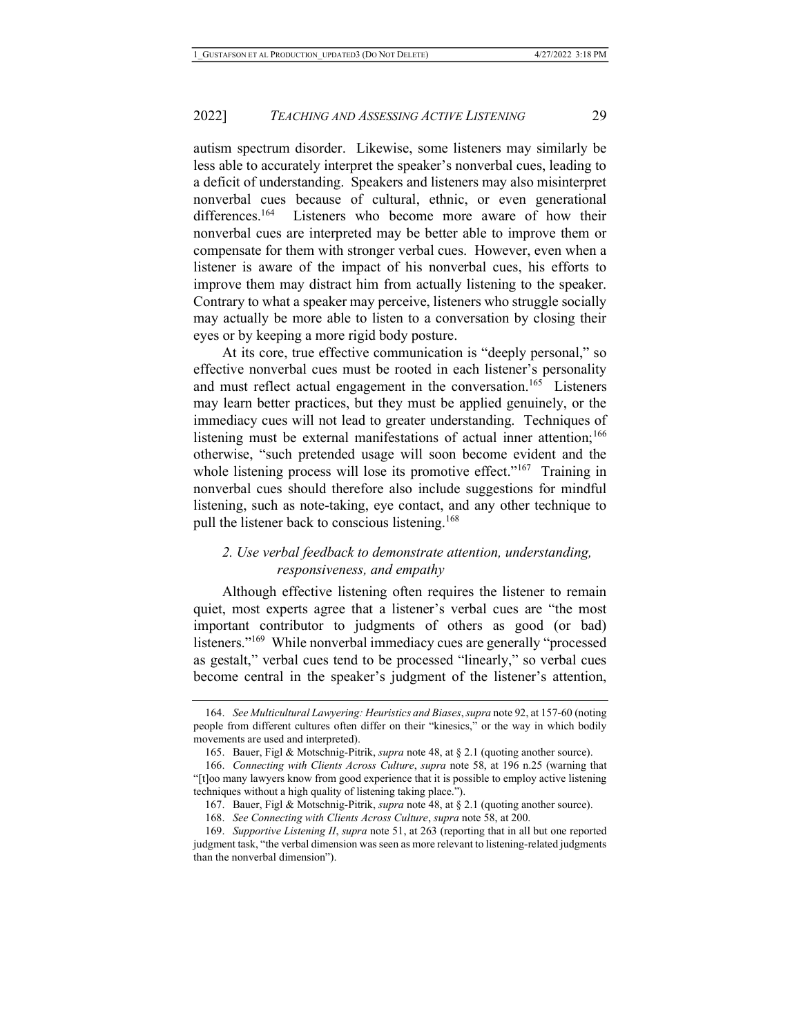autism spectrum disorder. Likewise, some listeners may similarly be less able to accurately interpret the speaker's nonverbal cues, leading to a deficit of understanding. Speakers and listeners may also misinterpret nonverbal cues because of cultural, ethnic, or even generational differences.[164] Listeners who become more aware of how their nonverbal cues are interpreted may be better able to improve them or compensate for them with stronger verbal cues. However, even when a listener is aware of the impact of his nonverbal cues, his efforts to improve them may distract him from actually listening to the speaker. Contrary to what a speaker may perceive, listeners who struggle socially may actually be more able to listen to a conversation by closing their eyes or by keeping a more rigid body posture.

At its core, true effective communication is "deeply personal," so effective nonverbal cues must be rooted in each listener's personality and must reflect actual engagement in the conversation.[165] Listeners may learn better practices, but they must be applied genuinely, or the immediacy cues will not lead to greater understanding. Techniques of listening must be external manifestations of actual inner attention;[166] otherwise, "such pretended usage will soon become evident and the whole listening process will lose its promotive effect."[167] Training in nonverbal cues should therefore also include suggestions for mindful listening, such as note-taking, eye contact, and any other technique to pull the listener back to conscious listening.[168]

### *2. Use verbal feedback to demonstrate attention, understanding, responsiveness, and empathy*

Although effective listening often requires the listener to remain quiet, most experts agree that a listener's verbal cues are "the most important contributor to judgments of others as good (or bad) listeners."[169] While nonverbal immediacy cues are generally "processed as gestalt," verbal cues tend to be processed "linearly," so verbal cues become central in the speaker's judgment of the listener's attention,

---

164. *See Multicultural Lawyering: Heuristics and Biases*, *supra* note 92, at 157-60 (noting people from different cultures often differ on their "kinesics," or the way in which bodily movements are used and interpreted).

165. Bauer, Figl & Motschnig-Pitrik, *supra* note 48, at § 2.1 (quoting another source).

166. *Connecting with Clients Across Culture*, *supra* note 58, at 196 n.25 (warning that "[t]oo many lawyers know from good experience that it is possible to employ active listening techniques without a high quality of listening taking place.").

167. Bauer, Figl & Motschnig-Pitrik, *supra* note 48, at § 2.1 (quoting another source).

168. *See Connecting with Clients Across Culture*, *supra* note 58, at 200.

169. *Supportive Listening II*, *supra* note 51, at 263 (reporting that in all but one reported judgment task, "the verbal dimension was seen as more relevant to listening-related judgments than the nonverbal dimension").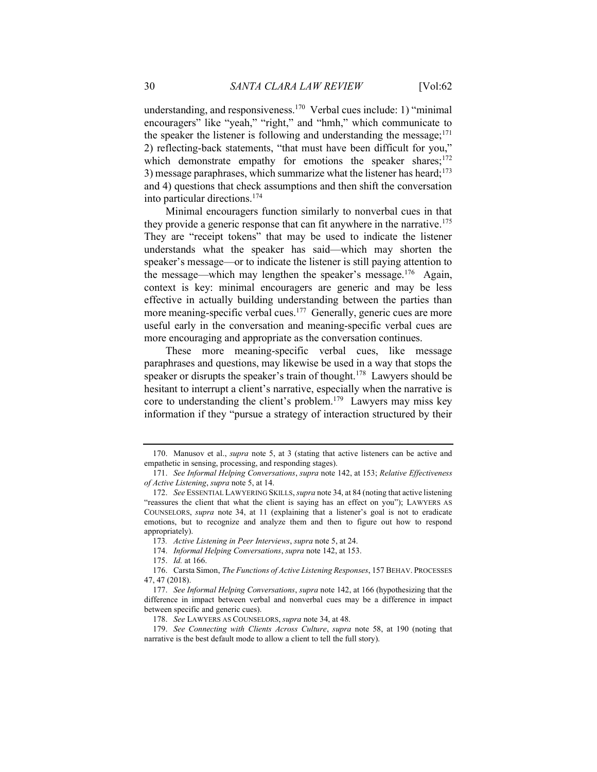understanding, and responsiveness.[170] Verbal cues include: 1) "minimal encouragers" like "yeah," "right," and "hmh," which communicate to the speaker the listener is following and understanding the message;[171] 2) reflecting-back statements, "that must have been difficult for you," which demonstrate empathy for emotions the speaker shares;[172] 3) message paraphrases, which summarize what the listener has heard;[173] and 4) questions that check assumptions and then shift the conversation into particular directions.[174]

Minimal encouragers function similarly to nonverbal cues in that they provide a generic response that can fit anywhere in the narrative.[175] They are "receipt tokens" that may be used to indicate the listener understands what the speaker has said—which may shorten the speaker's message—or to indicate the listener is still paying attention to the message—which may lengthen the speaker's message.[176] Again, context is key: minimal encouragers are generic and may be less effective in actually building understanding between the parties than more meaning-specific verbal cues.[177] Generally, generic cues are more useful early in the conversation and meaning-specific verbal cues are more encouraging and appropriate as the conversation continues.

These more meaning-specific verbal cues, like message paraphrases and questions, may likewise be used in a way that stops the speaker or disrupts the speaker's train of thought.[178] Lawyers should be hesitant to interrupt a client's narrative, especially when the narrative is core to understanding the client's problem.[179] Lawyers may miss key information if they "pursue a strategy of interaction structured by their

---

170. Manusov et al., *supra* note 5, at 3 (stating that active listeners can be active and empathetic in sensing, processing, and responding stages).

171. *See Informal Helping Conversations*, *supra* note 142, at 153; *Relative Effectiveness of Active Listening*, *supra* note 5, at 14.

172. *See* ESSENTIAL LAWYERING SKILLS, *supra* note 34, at 84 (noting that active listening "reassures the client that what the client is saying has an effect on you"); LAWYERS AS COUNSELORS, *supra* note 34, at 11 (explaining that a listener's goal is not to eradicate emotions, but to recognize and analyze them and then to figure out how to respond appropriately).

173. *Active Listening in Peer Interviews*, *supra* note 5, at 24.

174. *Informal Helping Conversations*, *supra* note 142, at 153.

175. *Id.* at 166.

176. Carsta Simon, *The Functions of Active Listening Responses*, 157 BEHAV. PROCESSES 47, 47 (2018).

177. *See Informal Helping Conversations*, *supra* note 142, at 166 (hypothesizing that the difference in impact between verbal and nonverbal cues may be a difference in impact between specific and generic cues).

178. *See* LAWYERS AS COUNSELORS, *supra* note 34, at 48.

179. *See Connecting with Clients Across Culture*, *supra* note 58, at 190 (noting that narrative is the best default mode to allow a client to tell the full story).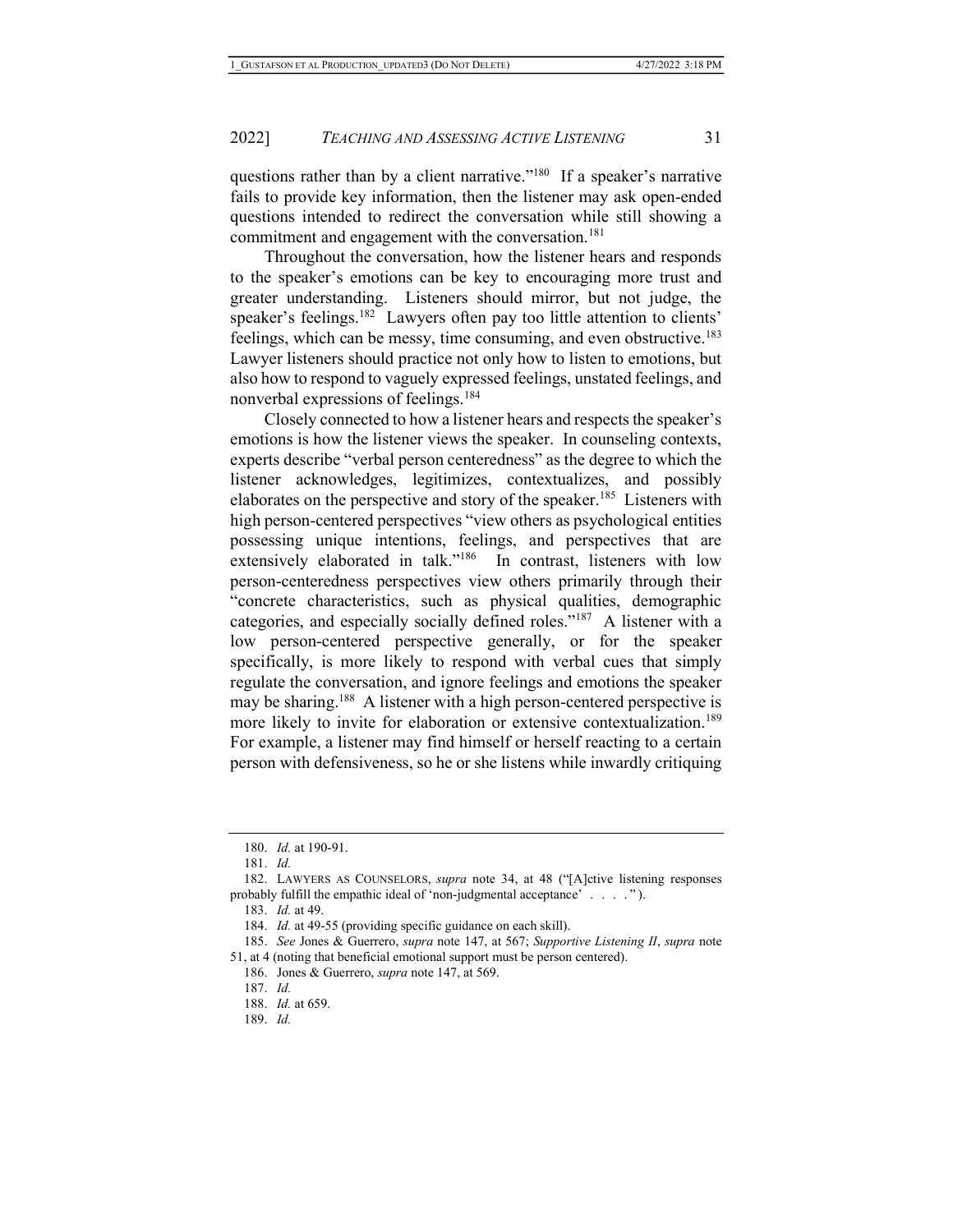questions rather than by a client narrative."[180] If a speaker's narrative fails to provide key information, then the listener may ask open-ended questions intended to redirect the conversation while still showing a commitment and engagement with the conversation.[181]

Throughout the conversation, how the listener hears and responds to the speaker's emotions can be key to encouraging more trust and greater understanding. Listeners should mirror, but not judge, the speaker's feelings.[182] Lawyers often pay too little attention to clients' feelings, which can be messy, time consuming, and even obstructive.[183] Lawyer listeners should practice not only how to listen to emotions, but also how to respond to vaguely expressed feelings, unstated feelings, and nonverbal expressions of feelings.[184]

Closely connected to how a listener hears and respects the speaker's emotions is how the listener views the speaker. In counseling contexts, experts describe "verbal person centeredness" as the degree to which the listener acknowledges, legitimizes, contextualizes, and possibly elaborates on the perspective and story of the speaker.[185] Listeners with high person-centered perspectives "view others as psychological entities possessing unique intentions, feelings, and perspectives that are extensively elaborated in talk."[186] In contrast, listeners with low person-centeredness perspectives view others primarily through their "concrete characteristics, such as physical qualities, demographic categories, and especially socially defined roles."[187] A listener with a low person-centered perspective generally, or for the speaker specifically, is more likely to respond with verbal cues that simply regulate the conversation, and ignore feelings and emotions the speaker may be sharing.[188] A listener with a high person-centered perspective is more likely to invite for elaboration or extensive contextualization.[189] For example, a listener may find himself or herself reacting to a certain person with defensiveness, so he or she listens while inwardly critiquing

---

180. *Id.* at 190-91.

181. *Id.*

182. LAWYERS AS COUNSELORS, *supra* note 34, at 48 ("[A]ctive listening responses probably fulfill the empathic ideal of 'non-judgmental acceptance' . . . ." ).

183. *Id.* at 49.

184. *Id.* at 49-55 (providing specific guidance on each skill).

185. *See* Jones & Guerrero, *supra* note 147, at 567; *Supportive Listening II*, *supra* note 51, at 4 (noting that beneficial emotional support must be person centered).

186. Jones & Guerrero, *supra* note 147, at 569.

187. *Id.*

188. *Id.* at 659.

189. *Id.*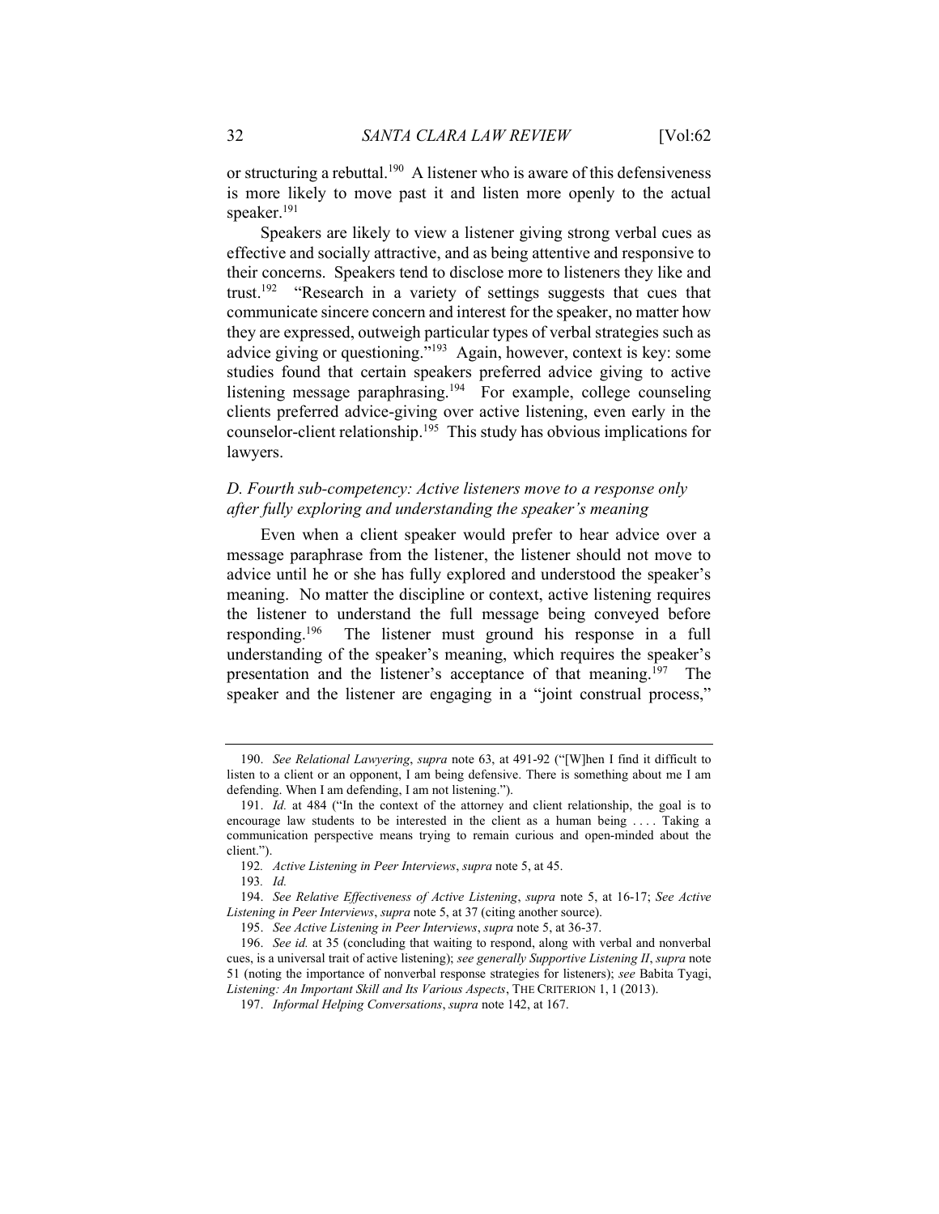or structuring a rebuttal.[190] A listener who is aware of this defensiveness is more likely to move past it and listen more openly to the actual speaker.[191]

Speakers are likely to view a listener giving strong verbal cues as effective and socially attractive, and as being attentive and responsive to their concerns. Speakers tend to disclose more to listeners they like and trust.[192] "Research in a variety of settings suggests that cues that communicate sincere concern and interest for the speaker, no matter how they are expressed, outweigh particular types of verbal strategies such as advice giving or questioning."[193] Again, however, context is key: some studies found that certain speakers preferred advice giving to active listening message paraphrasing.[194] For example, college counseling clients preferred advice-giving over active listening, even early in the counselor-client relationship.[195] This study has obvious implications for lawyers.

### *D. Fourth sub-competency: Active listeners move to a response only after fully exploring and understanding the speaker's meaning*

Even when a client speaker would prefer to hear advice over a message paraphrase from the listener, the listener should not move to advice until he or she has fully explored and understood the speaker's meaning. No matter the discipline or context, active listening requires the listener to understand the full message being conveyed before responding.[196] The listener must ground his response in a full understanding of the speaker's meaning, which requires the speaker's presentation and the listener's acceptance of that meaning.[197] The speaker and the listener are engaging in a "joint construal process,"

---

190. *See Relational Lawyering*, *supra* note 63, at 491-92 ("[W]hen I find it difficult to listen to a client or an opponent, I am being defensive. There is something about me I am defending. When I am defending, I am not listening.").

191. *Id.* at 484 ("In the context of the attorney and client relationship, the goal is to encourage law students to be interested in the client as a human being . . . . Taking a communication perspective means trying to remain curious and open-minded about the client.").

192. *Active Listening in Peer Interviews*, *supra* note 5, at 45.

193. *Id.*

194. *See Relative Effectiveness of Active Listening*, *supra* note 5, at 16-17; *See Active Listening in Peer Interviews*, *supra* note 5, at 37 (citing another source).

195. *See Active Listening in Peer Interviews*, *supra* note 5, at 36-37.

196. *See id.* at 35 (concluding that waiting to respond, along with verbal and nonverbal cues, is a universal trait of active listening); *see generally Supportive Listening II*, *supra* note 51 (noting the importance of nonverbal response strategies for listeners); *see* Babita Tyagi, *Listening: An Important Skill and Its Various Aspects*, THE CRITERION 1, 1 (2013).

197. *Informal Helping Conversations*, *supra* note 142, at 167.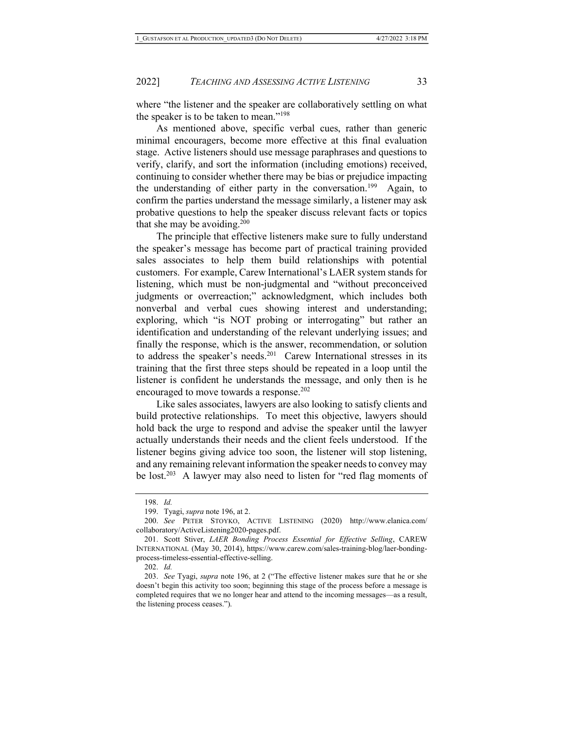where "the listener and the speaker are collaboratively settling on what the speaker is to be taken to mean."[198]

As mentioned above, specific verbal cues, rather than generic minimal encouragers, become more effective at this final evaluation stage. Active listeners should use message paraphrases and questions to verify, clarify, and sort the information (including emotions) received, continuing to consider whether there may be bias or prejudice impacting the understanding of either party in the conversation.[199] Again, to confirm the parties understand the message similarly, a listener may ask probative questions to help the speaker discuss relevant facts or topics that she may be avoiding.[200]

The principle that effective listeners make sure to fully understand the speaker's message has become part of practical training provided sales associates to help them build relationships with potential customers. For example, Carew International's LAER system stands for listening, which must be non-judgmental and "without preconceived judgments or overreaction;" acknowledgment, which includes both nonverbal and verbal cues showing interest and understanding; exploring, which "is NOT probing or interrogating" but rather an identification and understanding of the relevant underlying issues; and finally the response, which is the answer, recommendation, or solution to address the speaker's needs.[201] Carew International stresses in its training that the first three steps should be repeated in a loop until the listener is confident he understands the message, and only then is he encouraged to move towards a response.[202]

Like sales associates, lawyers are also looking to satisfy clients and build protective relationships. To meet this objective, lawyers should hold back the urge to respond and advise the speaker until the lawyer actually understands their needs and the client feels understood. If the listener begins giving advice too soon, the listener will stop listening, and any remaining relevant information the speaker needs to convey may be lost.[203] A lawyer may also need to listen for "red flag moments of

---

198. *Id.*

199. Tyagi, *supra* note 196, at 2.

200. *See* PETER STOYKO, ACTIVE LISTENING (2020) http://www.elanica.com/collaboratory/ActiveListening2020-pages.pdf.

201. Scott Stiver, *LAER Bonding Process Essential for Effective Selling*, CAREW INTERNATIONAL (May 30, 2014), https://www.carew.com/sales-training-blog/laer-bonding-process-timeless-essential-effective-selling.

202. *Id.*

203. *See* Tyagi, *supra* note 196, at 2 ("The effective listener makes sure that he or she doesn't begin this activity too soon; beginning this stage of the process before a message is completed requires that we no longer hear and attend to the incoming messages—as a result, the listening process ceases.").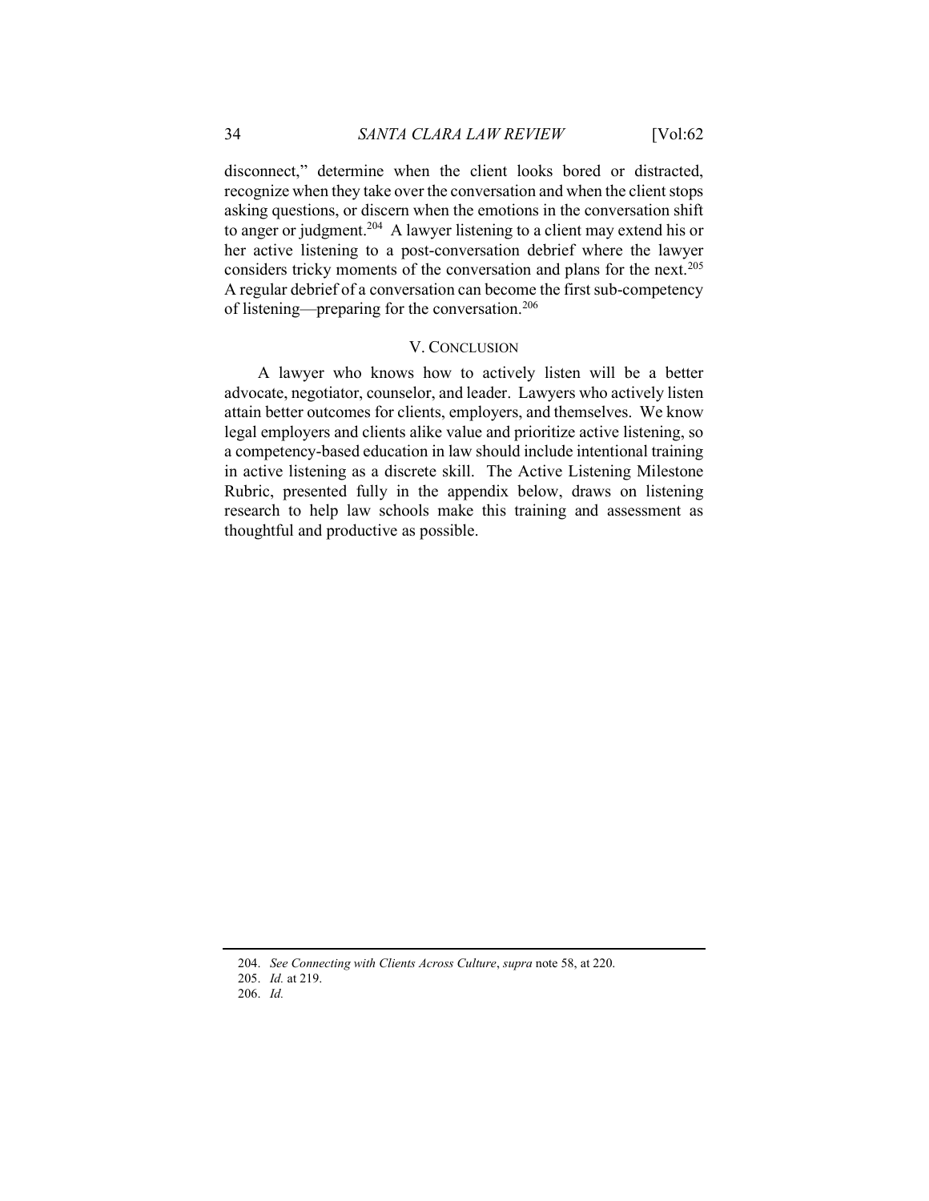disconnect," determine when the client looks bored or distracted, recognize when they take over the conversation and when the client stops asking questions, or discern when the emotions in the conversation shift to anger or judgment.[204] A lawyer listening to a client may extend his or her active listening to a post-conversation debrief where the lawyer considers tricky moments of the conversation and plans for the next.[205] A regular debrief of a conversation can become the first sub-competency of listening—preparing for the conversation.[206]

## V. CONCLUSION

A lawyer who knows how to actively listen will be a better advocate, negotiator, counselor, and leader. Lawyers who actively listen attain better outcomes for clients, employers, and themselves. We know legal employers and clients alike value and prioritize active listening, so a competency-based education in law should include intentional training in active listening as a discrete skill. The Active Listening Milestone Rubric, presented fully in the appendix below, draws on listening research to help law schools make this training and assessment as thoughtful and productive as possible.

---

204. *See Connecting with Clients Across Culture*, *supra* note 58, at 220.

205. *Id.* at 219.

206. *Id.*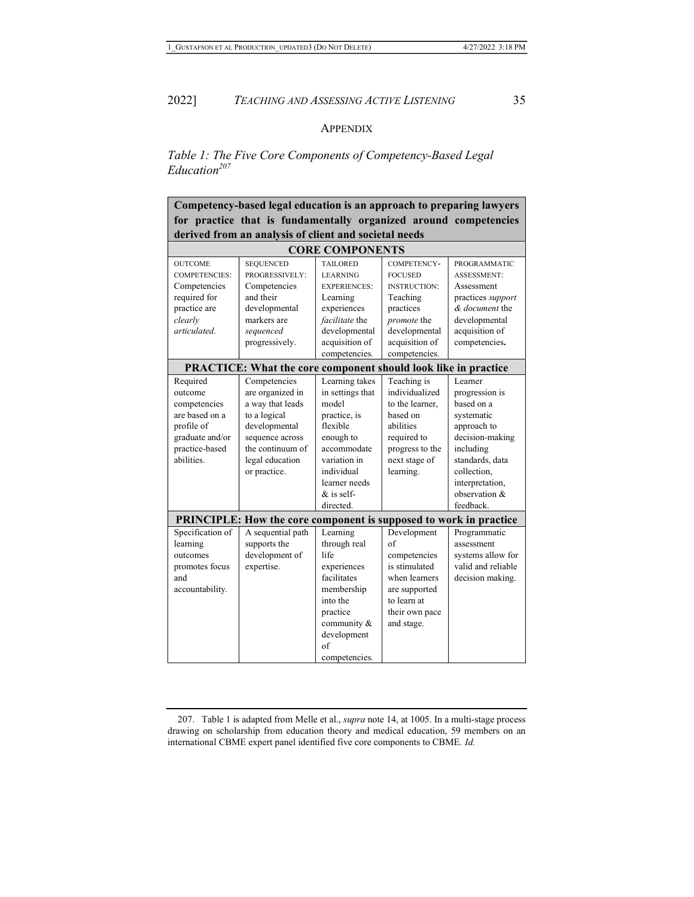## APPENDIX

*Table 1: The Five Core Components of Competency-Based Legal Education*[207]

| **Competency-based legal education is an approach to preparing lawyers for practice that is fundamentally organized around competencies derived from an analysis of client and societal needs** | | | | |
|---|---|---|---|---|
| **CORE COMPONENTS** | | | | |
| OUTCOME COMPETENCIES: Competencies required for practice are *clearly articulated*. | SEQUENCED PROGRESSIVELY: Competencies and their developmental markers are *sequenced* progressively. | TAILORED LEARNING EXPERIENCES: Learning experiences *facilitate* the developmental acquisition of competencies. | COMPETENCY-FOCUSED INSTRUCTION: Teaching practices *promote* the developmental acquisition of competencies. | PROGRAMMATIC ASSESSMENT: Assessment practices *support & document* the developmental acquisition of competencies**.** |
| **PRACTICE: What the core component should look like in practice** | | | | |
| Required outcome competencies are based on a profile of graduate and/or practice-based abilities. | Competencies are organized in a way that leads to a logical developmental sequence across the continuum of legal education or practice. | Learning takes in settings that model practice, is flexible enough to accommodate variation in individual learner needs & is self-directed. | Teaching is individualized to the learner, based on abilities required to progress to the next stage of learning. | Learner progression is based on a systematic approach to decision-making including standards, data collection, interpretation, observation & feedback. |
| **PRINCIPLE: How the core component is supposed to work in practice** | | | | |
| Specification of learning outcomes promotes focus and accountability. | A sequential path supports the development of expertise. | Learning through real life experiences facilitates membership into the practice community & development of competencies. | Development of competencies is stimulated when learners are supported to learn at their own pace and stage. | Programmatic assessment systems allow for valid and reliable decision making. |

207. Table 1 is adapted from Melle et al., *supra* note 14, at 1005. In a multi-stage process drawing on scholarship from education theory and medical education, 59 members on an international CBME expert panel identified five core components to CBME. *Id.*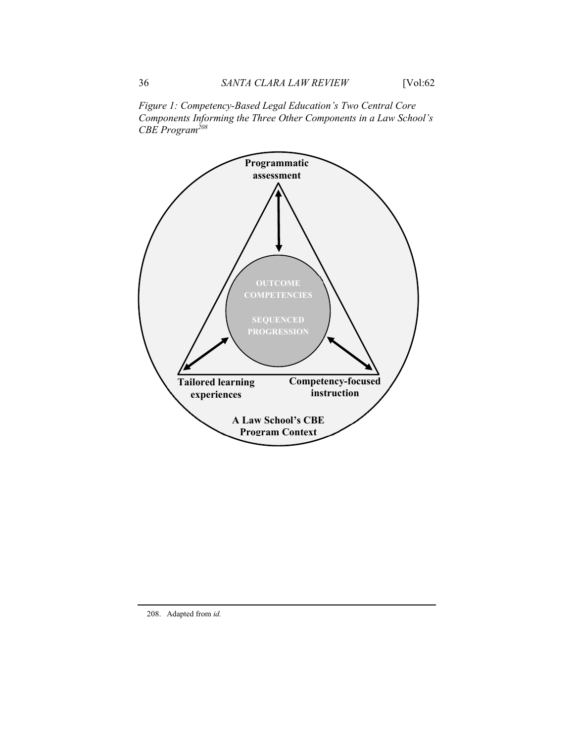*Figure 1: Competency-Based Legal Education's Two Central Core Components Informing the Three Other Components in a Law School's CBE Program*[208]

Programmatic assessment

OUTCOME COMPETENCIES

SEQUENCED PROGRESSION

Tailored learning experiences

Competency-focused instruction

A Law School's CBE Program Context

---

208. Adapted from *id.*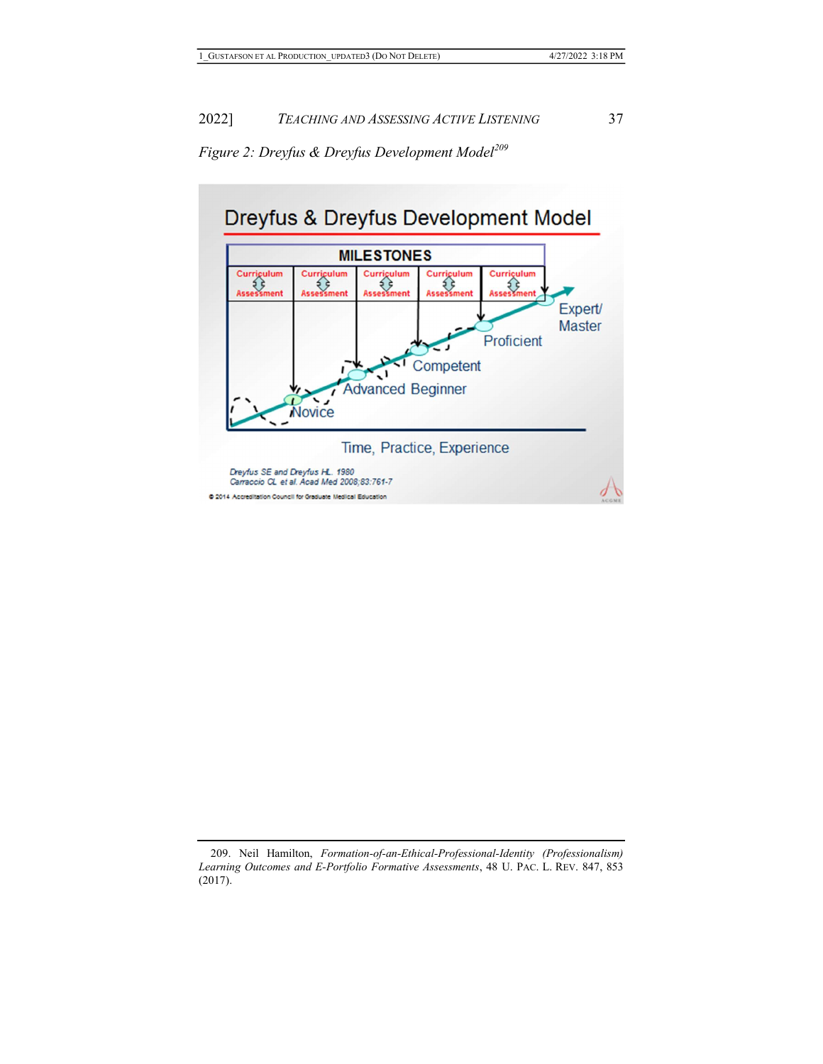*Figure 2: Dreyfus & Dreyfus Development Model*[209]

209. Neil Hamilton, *Formation-of-an-Ethical-Professional-Identity (Professionalism) Learning Outcomes and E-Portfolio Formative Assessments*, 48 U. PAC. L. REV. 847, 853 (2017).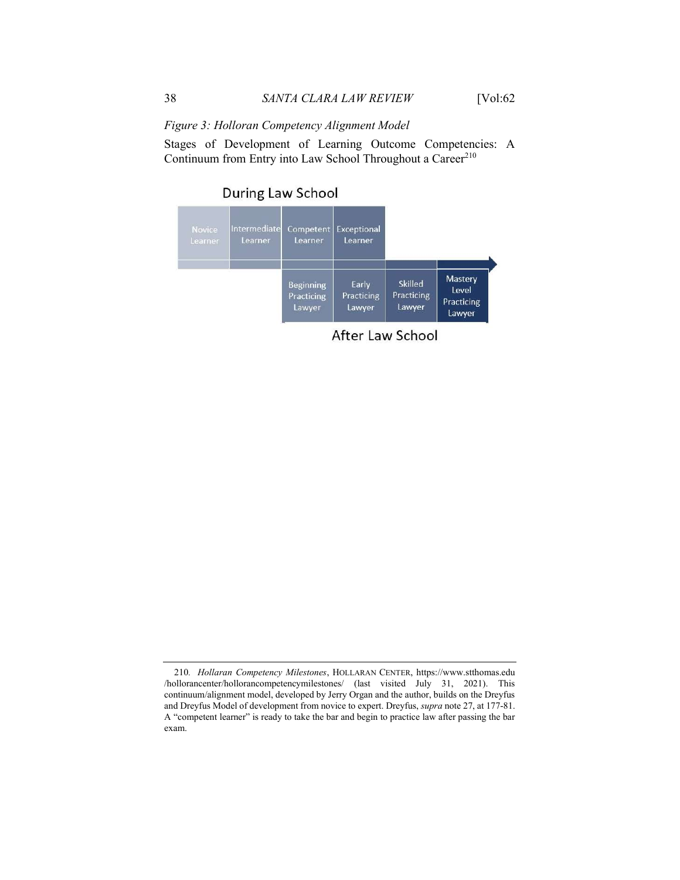*Figure 3: Holloran Competency Alignment Model*

Stages of Development of Learning Outcome Competencies: A Continuum from Entry into Law School Throughout a Career[210]

During Law School

| Novice Learner | Intermediate Learner | Competent Learner | Exceptional Learner | | |
|---|---|---|---|---|---|
| | | Beginning Practicing Lawyer | Early Practicing Lawyer | Skilled Practicing Lawyer | Mastery Level Practicing Lawyer |

After Law School

---

210. *Hollaran Competency Milestones*, HOLLARAN CENTER, https://www.stthomas.edu/hollarancenter/hollarancompetencymilestones/ (last visited July 31, 2021). This continuum/alignment model, developed by Jerry Organ and the author, builds on the Dreyfus and Dreyfus Model of development from novice to expert. Dreyfus, *supra* note 27, at 177-81. A "competent learner" is ready to take the bar and begin to practice law after passing the bar exam.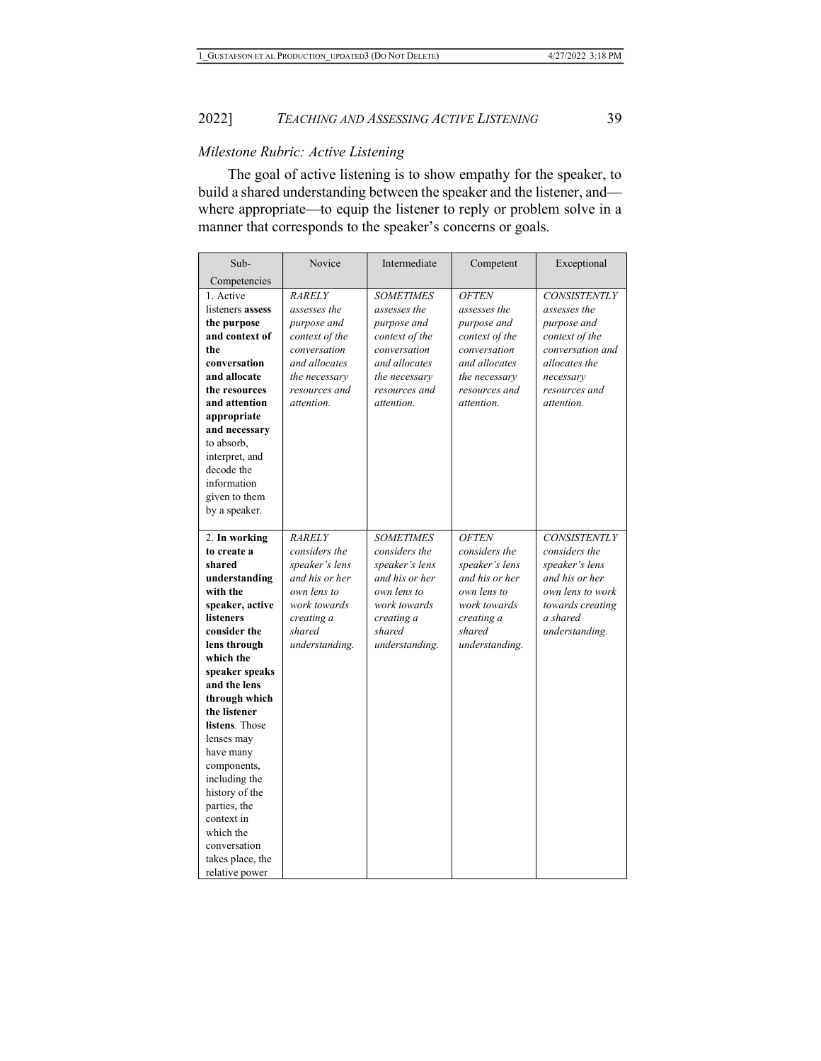*Milestone Rubric: Active Listening*

The goal of active listening is to show empathy for the speaker, to build a shared understanding between the speaker and the listener, and—where appropriate—to equip the listener to reply or problem solve in a manner that corresponds to the speaker's concerns or goals.

| Sub-Competencies | Novice | Intermediate | Competent | Exceptional |
|---|---|---|---|---|
| 1. Active listeners **assess the purpose and context of the conversation and allocate the resources and attention appropriate and necessary** to absorb, interpret, and decode the information given to them by a speaker. | *RARELY assesses the purpose and context of the conversation and allocates the necessary resources and attention.* | *SOMETIMES assesses the purpose and context of the conversation and allocates the necessary resources and attention.* | *OFTEN assesses the purpose and context of the conversation and allocates the necessary resources and attention.* | *CONSISTENTLY assesses the purpose and context of the conversation and allocates the necessary resources and attention.* |
| 2. **In working to create a shared understanding with the speaker, active listeners consider the lens through which the speaker speaks and the lens through which the listener listens**. Those lenses may have many components, including the history of the parties, the context in which the conversation takes place, the relative power | *RARELY considers the speaker's lens and his or her own lens to work towards creating a shared understanding.* | *SOMETIMES considers the speaker's lens and his or her own lens to work towards creating a shared understanding.* | *OFTEN considers the speaker's lens and his or her own lens to work towards creating a shared understanding.* | *CONSISTENTLY considers the speaker's lens and his or her own lens to work towards creating a shared understanding.* |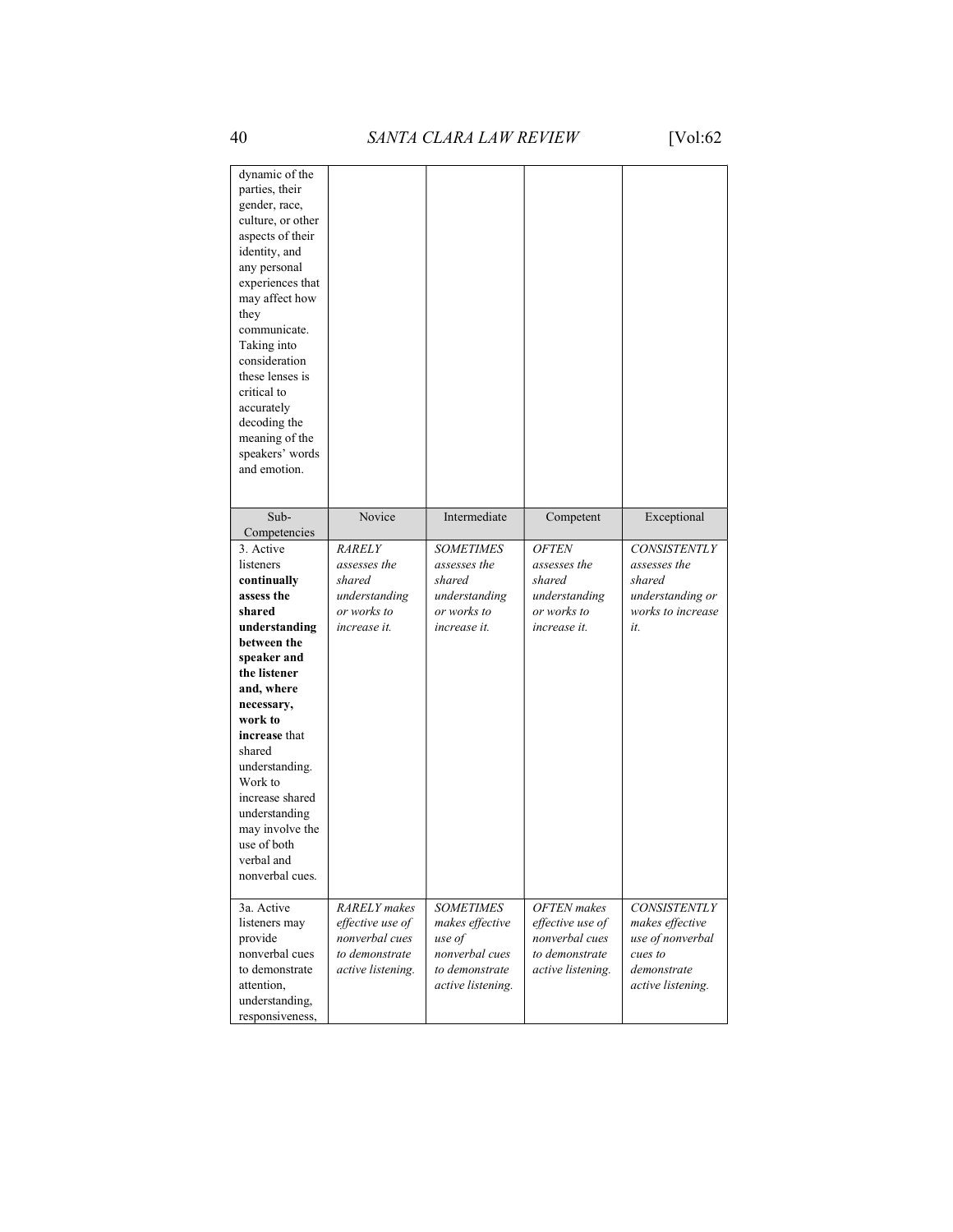| | | | | |
|---|---|---|---|---|
| dynamic of the parties, their gender, race, culture, or other aspects of their identity, and any personal experiences that may affect how they communicate. Taking into consideration these lenses is critical to accurately decoding the meaning of the speakers' words and emotion. | | | | |
| Sub-Competencies | Novice | Intermediate | Competent | Exceptional |
| 3. Active listeners **continually assess the shared understanding between the speaker and the listener and, where necessary, work to increase** that shared understanding. Work to increase shared understanding may involve the use of both verbal and nonverbal cues. | *RARELY assesses the shared understanding or works to increase it.* | *SOMETIMES assesses the shared understanding or works to increase it.* | *OFTEN assesses the shared understanding or works to increase it.* | *CONSISTENTLY assesses the shared understanding or works to increase it.* |
| 3a. Active listeners may provide nonverbal cues to demonstrate attention, understanding, responsiveness, | *RARELY makes effective use of nonverbal cues to demonstrate active listening.* | *SOMETIMES makes effective use of nonverbal cues to demonstrate active listening.* | *OFTEN makes effective use of nonverbal cues to demonstrate active listening.* | *CONSISTENTLY makes effective use of nonverbal cues to demonstrate active listening.* |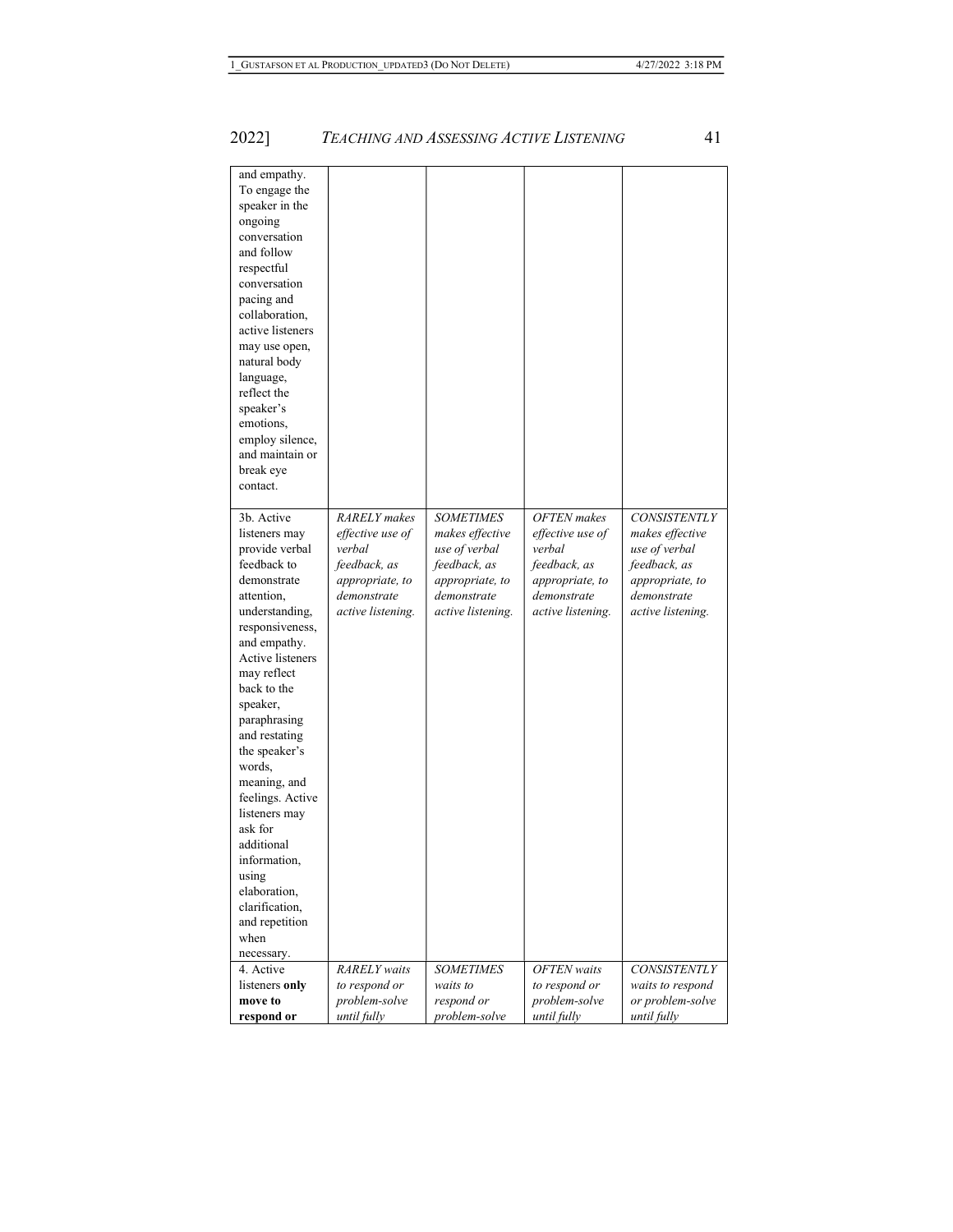| | | | | |
|---|---|---|---|---|
| and empathy. To engage the speaker in the ongoing conversation and follow respectful conversation pacing and collaboration, active listeners may use open, natural body language, reflect the speaker's emotions, employ silence, and maintain or break eye contact. | | | | |
| 3b. Active listeners may provide verbal feedback to demonstrate attention, understanding, responsiveness, and empathy. Active listeners may reflect back to the speaker, paraphrasing and restating the speaker's words, meaning, and feelings. Active listeners may ask for additional information, using elaboration, clarification, and repetition when necessary. | *RARELY makes effective use of verbal feedback, as appropriate, to demonstrate active listening.* | *SOMETIMES makes effective use of verbal feedback, as appropriate, to demonstrate active listening.* | *OFTEN makes effective use of verbal feedback, as appropriate, to demonstrate active listening.* | *CONSISTENTLY makes effective use of verbal feedback, as appropriate, to demonstrate active listening.* |
| 4. Active listeners **only move to respond or** | *RARELY waits to respond or problem-solve until fully* | *SOMETIMES waits to respond or problem-solve* | *OFTEN waits to respond or problem-solve until fully* | *CONSISTENTLY waits to respond or problem-solve until fully* |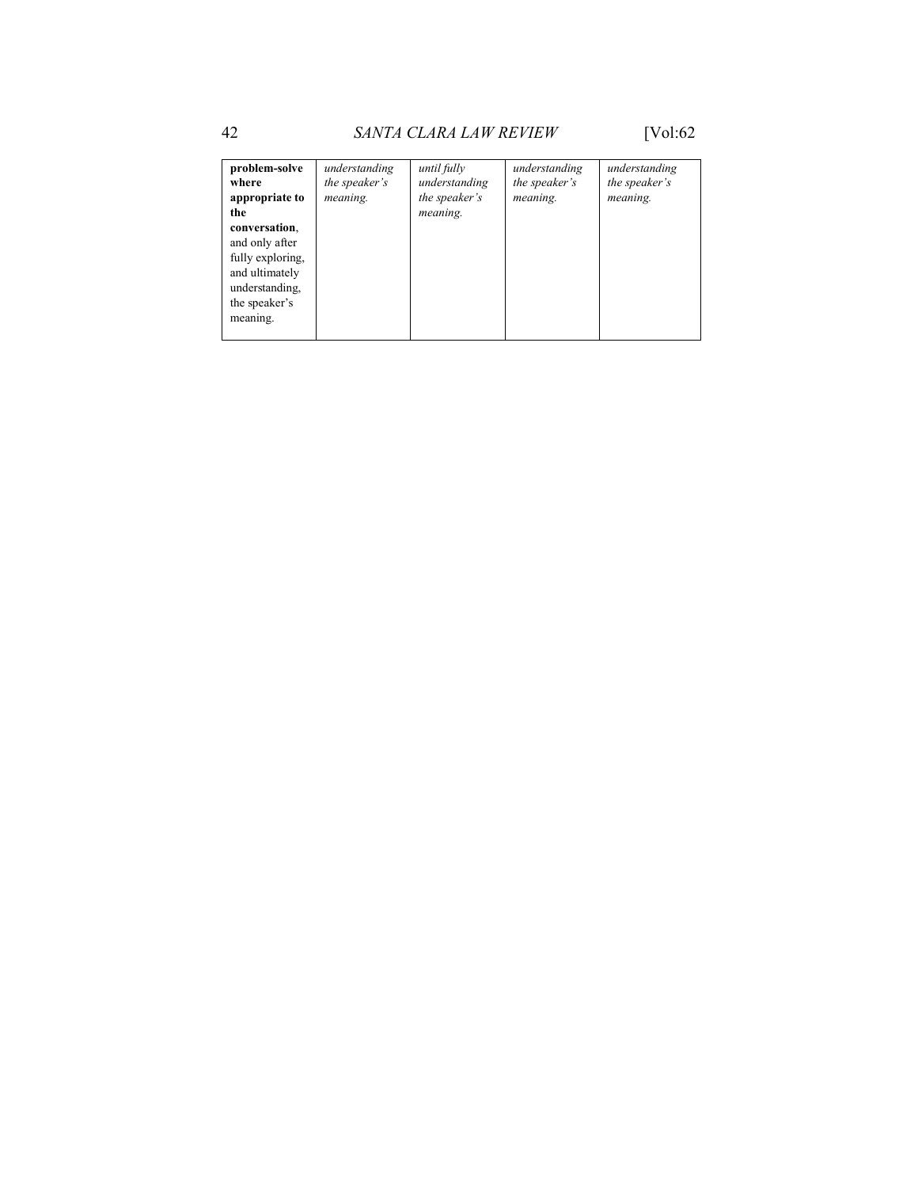| | | | | |
|---|---|---|---|---|
| **problem-solve where appropriate to the conversation**, and only after fully exploring, and ultimately understanding, the speaker's meaning. | *understanding the speaker's meaning.* | *until fully understanding the speaker's meaning.* | *understanding the speaker's meaning.* | *understanding the speaker's meaning.* |